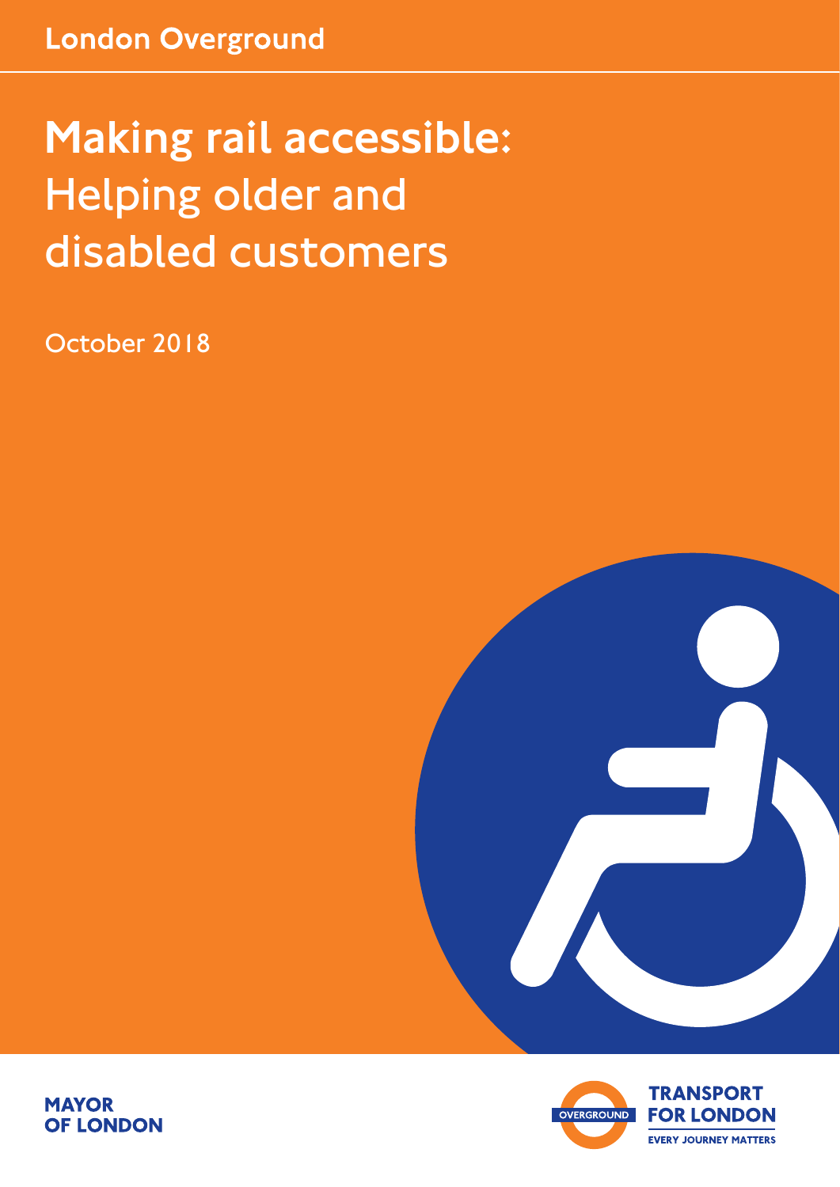London Overground

# Making rail accessible: Helping older and disabled customers

October 2018

MAYOR OF LONDON

OVERGROUND

TRANSPORT FOR LONDON

EVERY JOURNEY MATTERS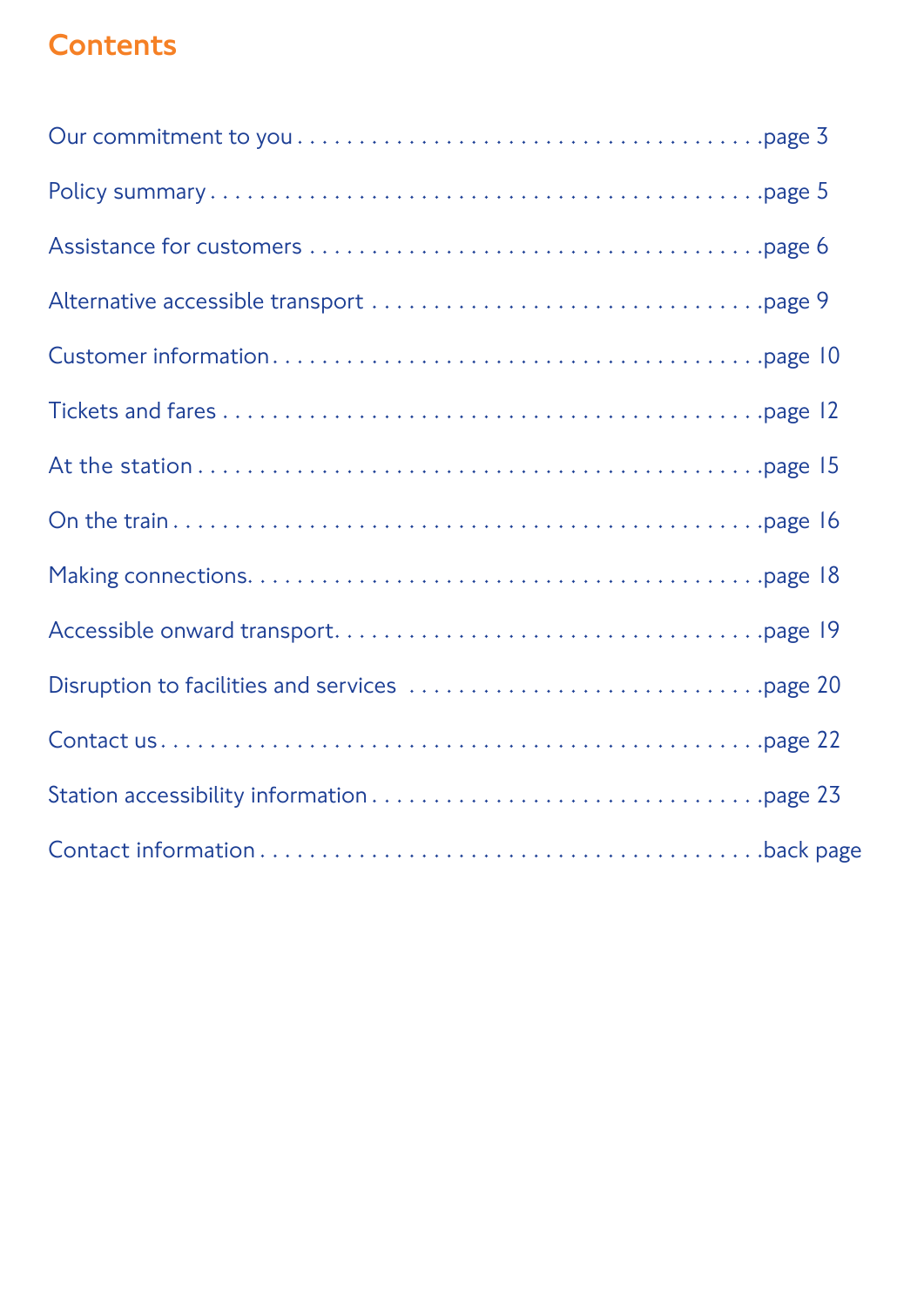## Contents

| Section | Page |
| --- | --- |
| Our commitment to you | page 3 |
| Policy summary | page 5 |
| Assistance for customers | page 6 |
| Alternative accessible transport | page 9 |
| Customer information | page 10 |
| Tickets and fares | page 12 |
| At the station | page 15 |
| On the train | page 16 |
| Making connections | page 18 |
| Accessible onward transport | page 19 |
| Disruption to facilities and services | page 20 |
| Contact us | page 22 |
| Station accessibility information | page 23 |
| Contact information | back page |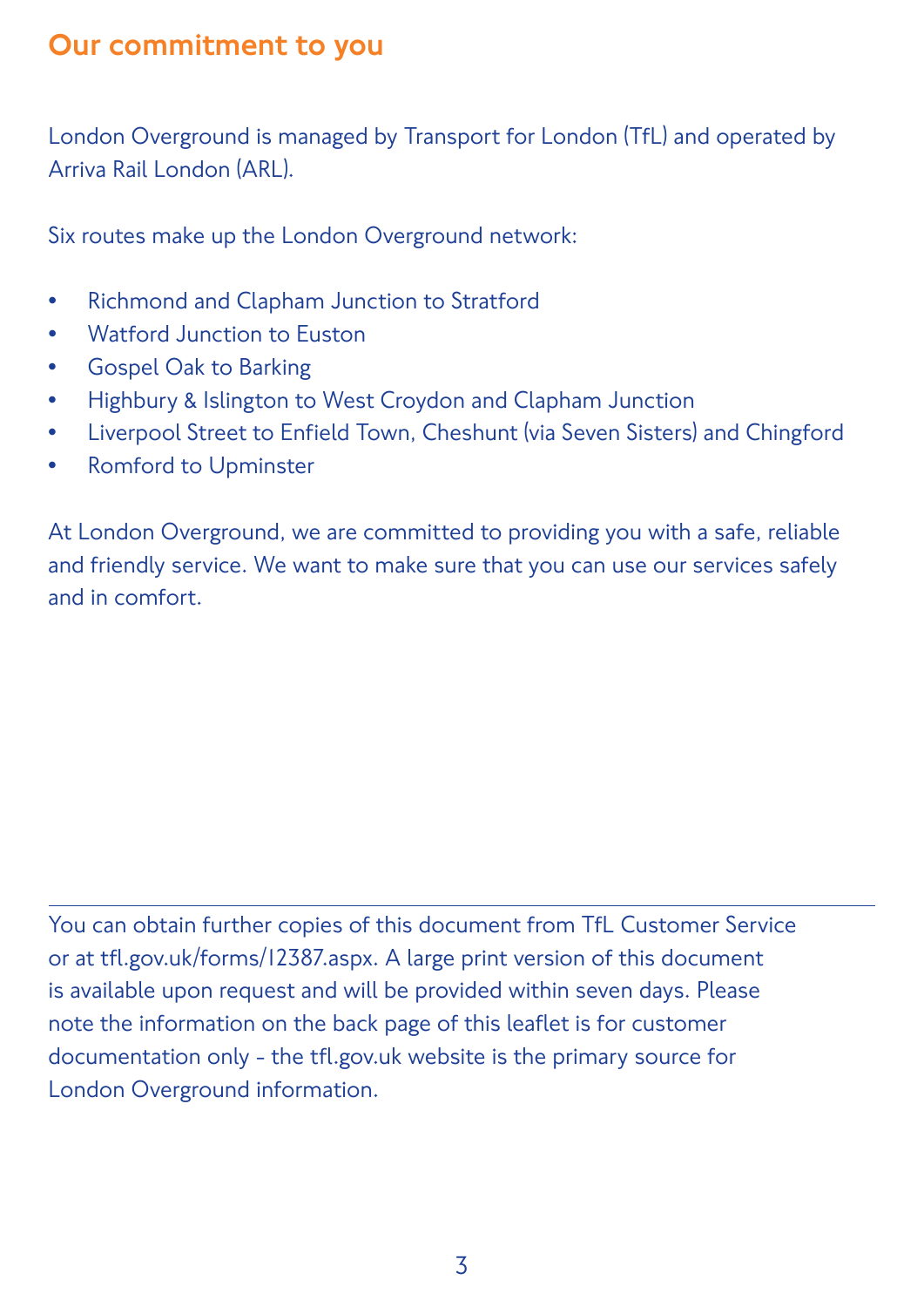## Our commitment to you

London Overground is managed by Transport for London (TfL) and operated by Arriva Rail London (ARL).

Six routes make up the London Overground network:

- Richmond and Clapham Junction to Stratford
- Watford Junction to Euston
- Gospel Oak to Barking
- Highbury & Islington to West Croydon and Clapham Junction
- Liverpool Street to Enfield Town, Cheshunt (via Seven Sisters) and Chingford
- Romford to Upminster

At London Overground, we are committed to providing you with a safe, reliable and friendly service. We want to make sure that you can use our services safely and in comfort.

---

You can obtain further copies of this document from TfL Customer Service or at tfl.gov.uk/forms/12387.aspx. A large print version of this document is available upon request and will be provided within seven days. Please note the information on the back page of this leaflet is for customer documentation only - the tfl.gov.uk website is the primary source for London Overground information.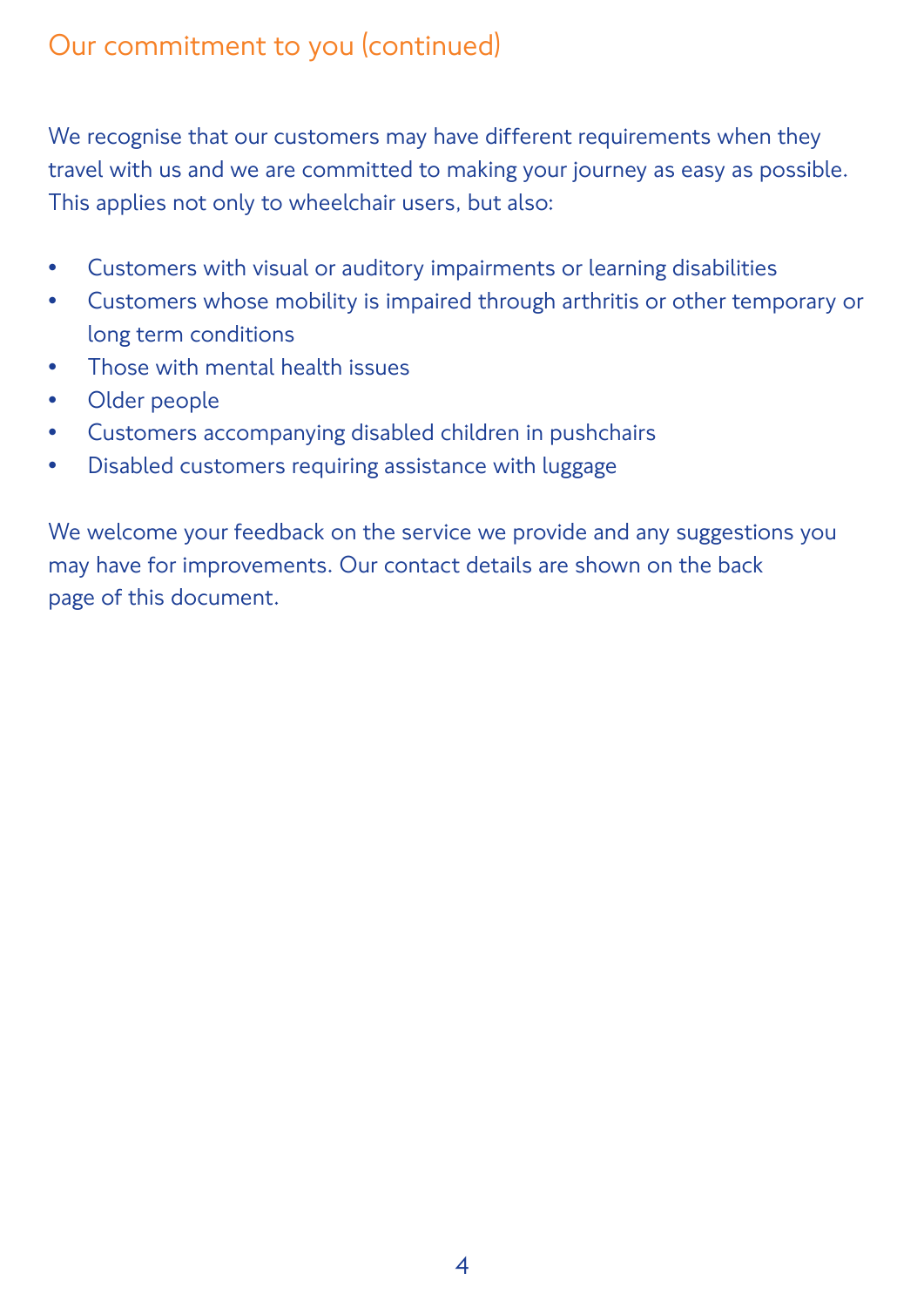## Our commitment to you (continued)

We recognise that our customers may have different requirements when they travel with us and we are committed to making your journey as easy as possible. This applies not only to wheelchair users, but also:

- Customers with visual or auditory impairments or learning disabilities
- Customers whose mobility is impaired through arthritis or other temporary or long term conditions
- Those with mental health issues
- Older people
- Customers accompanying disabled children in pushchairs
- Disabled customers requiring assistance with luggage

We welcome your feedback on the service we provide and any suggestions you may have for improvements. Our contact details are shown on the back page of this document.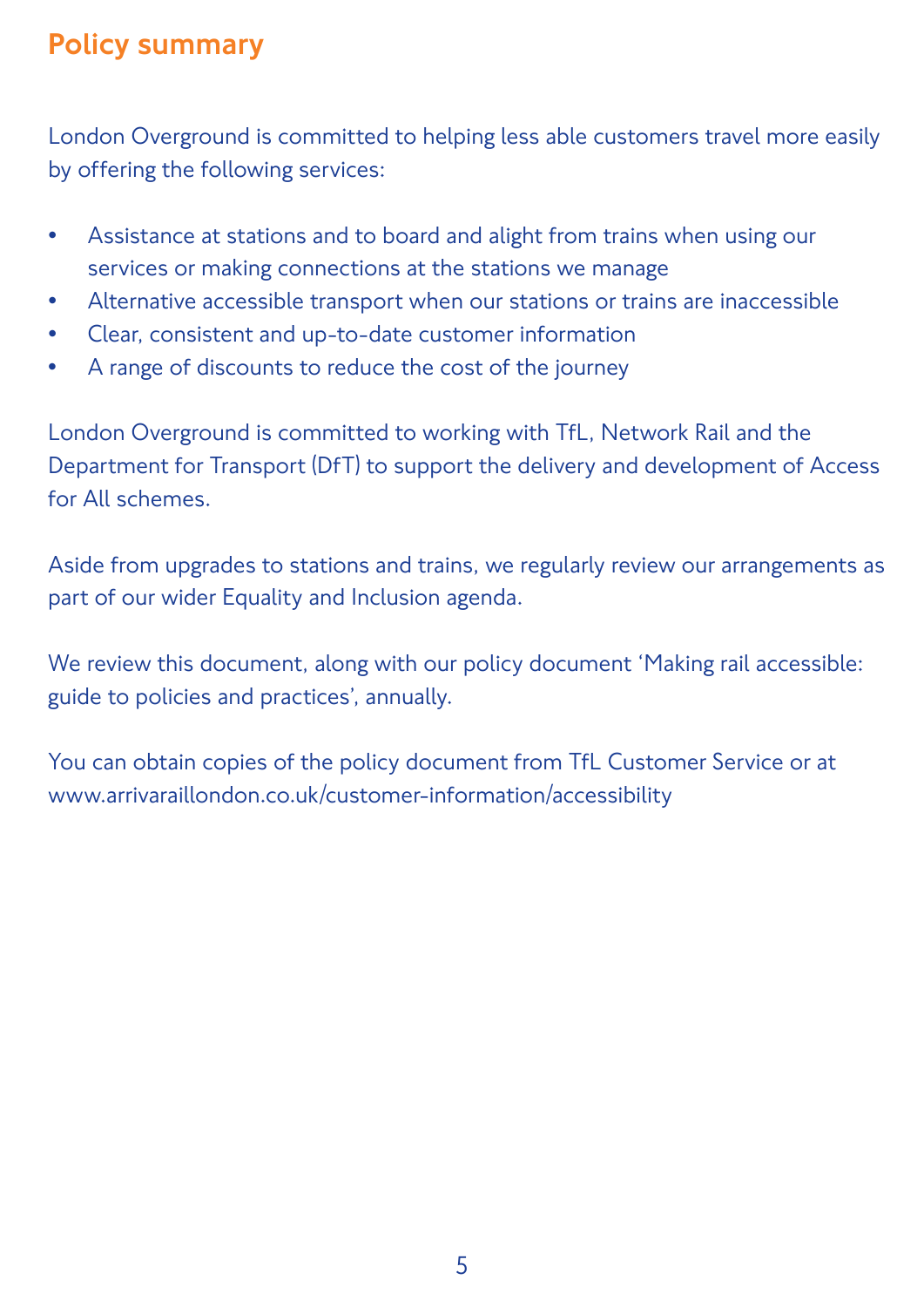## Policy summary

London Overground is committed to helping less able customers travel more easily by offering the following services:

- Assistance at stations and to board and alight from trains when using our services or making connections at the stations we manage
- Alternative accessible transport when our stations or trains are inaccessible
- Clear, consistent and up-to-date customer information
- A range of discounts to reduce the cost of the journey

London Overground is committed to working with TfL, Network Rail and the Department for Transport (DfT) to support the delivery and development of Access for All schemes.

Aside from upgrades to stations and trains, we regularly review our arrangements as part of our wider Equality and Inclusion agenda.

We review this document, along with our policy document 'Making rail accessible: guide to policies and practices', annually.

You can obtain copies of the policy document from TfL Customer Service or at www.arrivaraillondon.co.uk/customer-information/accessibility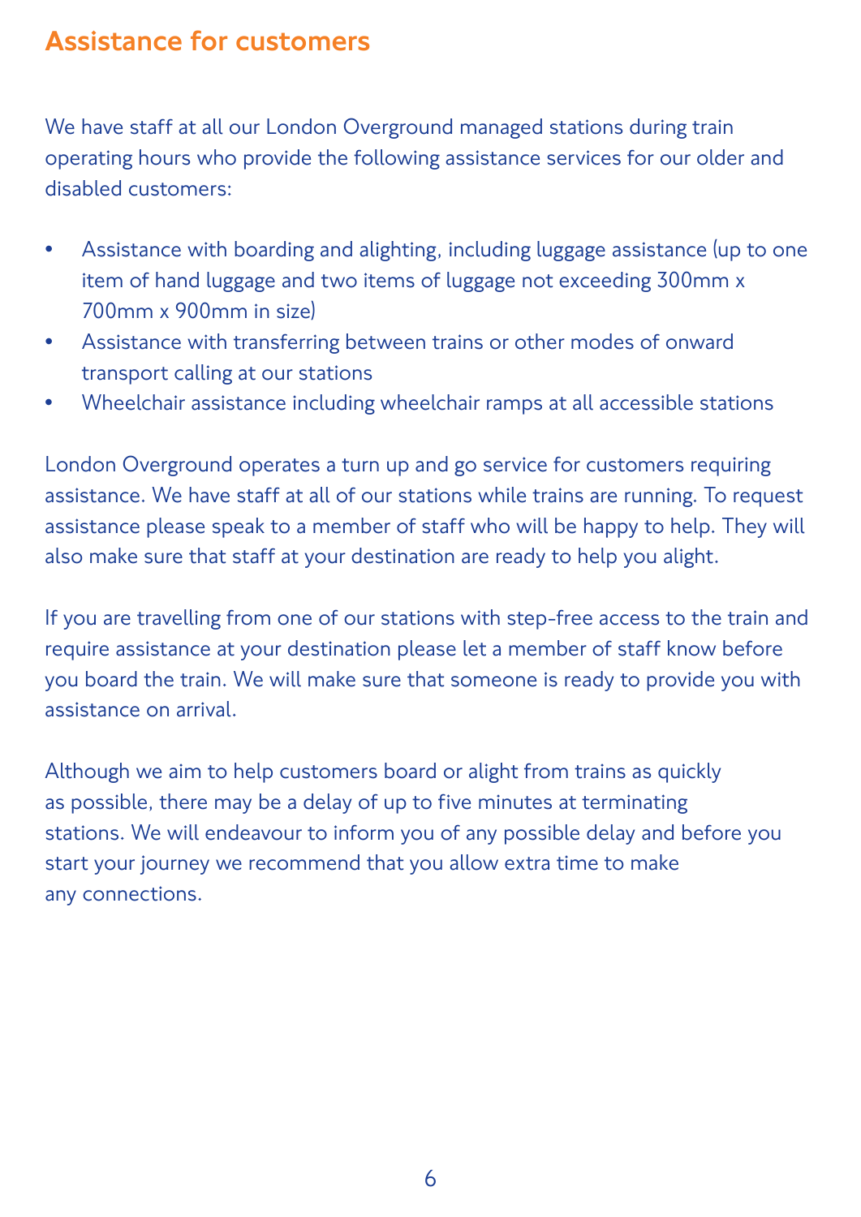## Assistance for customers

We have staff at all our London Overground managed stations during train operating hours who provide the following assistance services for our older and disabled customers:

- Assistance with boarding and alighting, including luggage assistance (up to one item of hand luggage and two items of luggage not exceeding 300mm x 700mm x 900mm in size)
- Assistance with transferring between trains or other modes of onward transport calling at our stations
- Wheelchair assistance including wheelchair ramps at all accessible stations

London Overground operates a turn up and go service for customers requiring assistance. We have staff at all of our stations while trains are running. To request assistance please speak to a member of staff who will be happy to help. They will also make sure that staff at your destination are ready to help you alight.

If you are travelling from one of our stations with step-free access to the train and require assistance at your destination please let a member of staff know before you board the train. We will make sure that someone is ready to provide you with assistance on arrival.

Although we aim to help customers board or alight from trains as quickly as possible, there may be a delay of up to five minutes at terminating stations. We will endeavour to inform you of any possible delay and before you start your journey we recommend that you allow extra time to make any connections.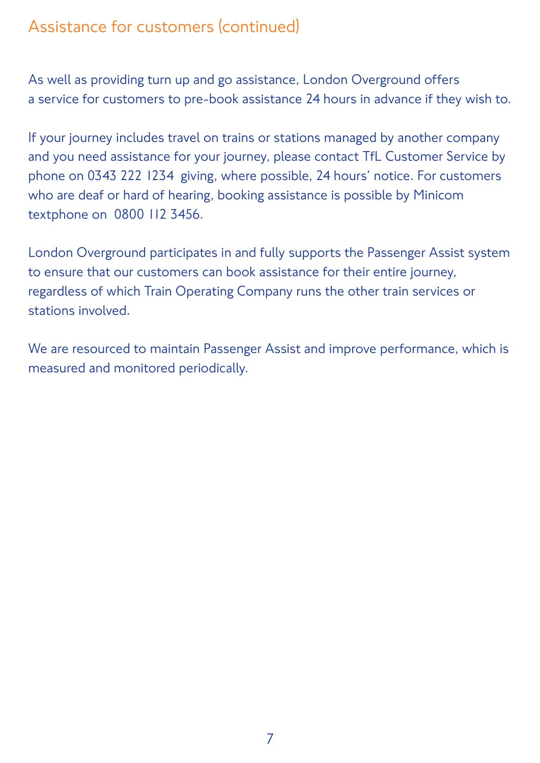## Assistance for customers (continued)

As well as providing turn up and go assistance, London Overground offers a service for customers to pre-book assistance 24 hours in advance if they wish to.

If your journey includes travel on trains or stations managed by another company and you need assistance for your journey, please contact TfL Customer Service by phone on 0343 222 1234 giving, where possible, 24 hours' notice. For customers who are deaf or hard of hearing, booking assistance is possible by Minicom textphone on 0800 112 3456.

London Overground participates in and fully supports the Passenger Assist system to ensure that our customers can book assistance for their entire journey, regardless of which Train Operating Company runs the other train services or stations involved.

We are resourced to maintain Passenger Assist and improve performance, which is measured and monitored periodically.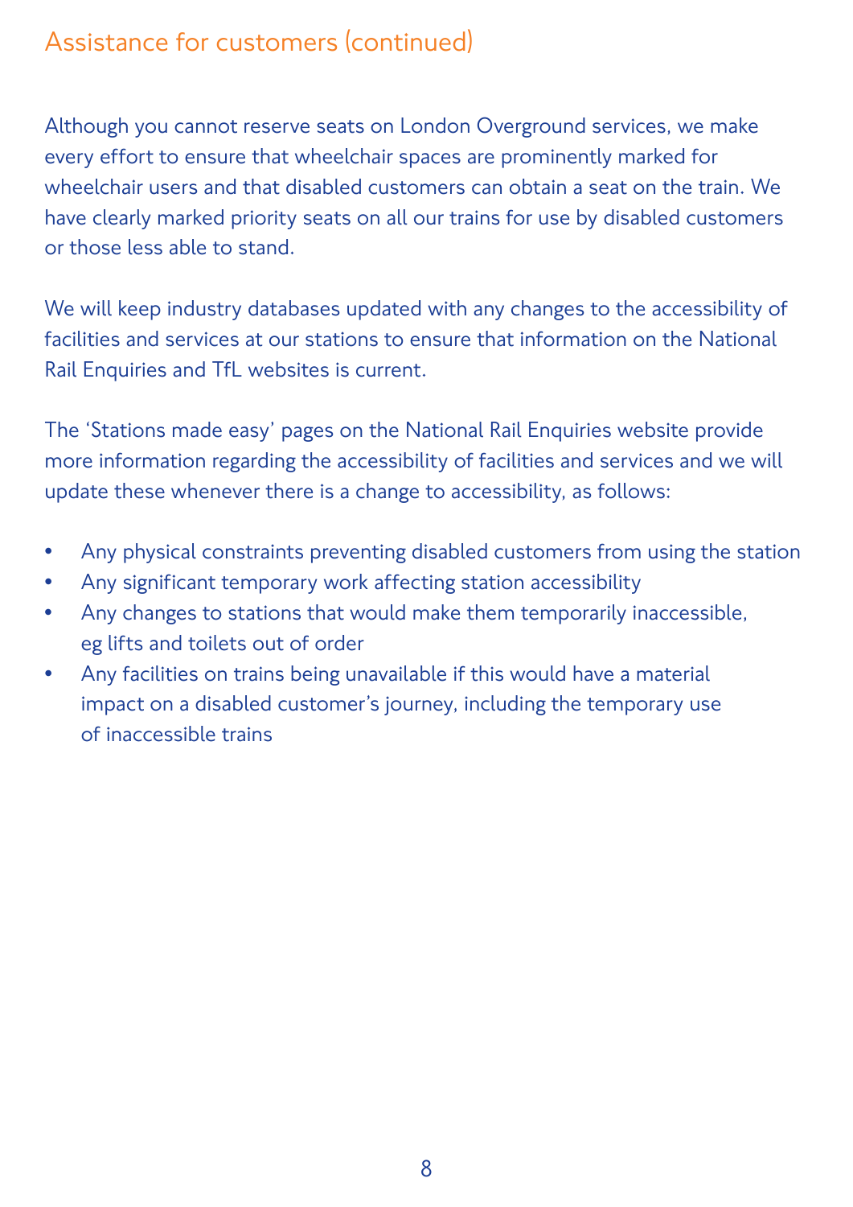## Assistance for customers (continued)

Although you cannot reserve seats on London Overground services, we make every effort to ensure that wheelchair spaces are prominently marked for wheelchair users and that disabled customers can obtain a seat on the train. We have clearly marked priority seats on all our trains for use by disabled customers or those less able to stand.

We will keep industry databases updated with any changes to the accessibility of facilities and services at our stations to ensure that information on the National Rail Enquiries and TfL websites is current.

The 'Stations made easy' pages on the National Rail Enquiries website provide more information regarding the accessibility of facilities and services and we will update these whenever there is a change to accessibility, as follows:

- Any physical constraints preventing disabled customers from using the station
- Any significant temporary work affecting station accessibility
- Any changes to stations that would make them temporarily inaccessible, eg lifts and toilets out of order
- Any facilities on trains being unavailable if this would have a material impact on a disabled customer's journey, including the temporary use of inaccessible trains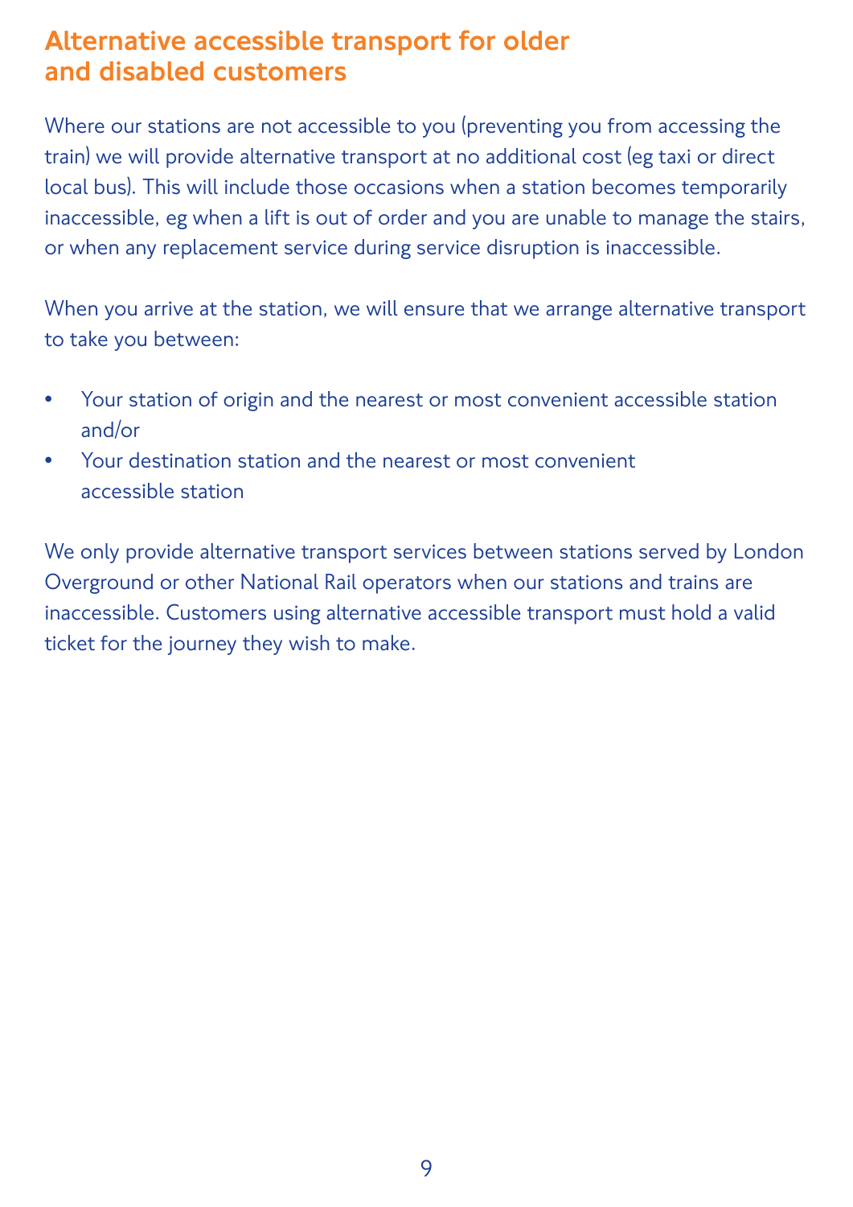## Alternative accessible transport for older and disabled customers

Where our stations are not accessible to you (preventing you from accessing the train) we will provide alternative transport at no additional cost (eg taxi or direct local bus). This will include those occasions when a station becomes temporarily inaccessible, eg when a lift is out of order and you are unable to manage the stairs, or when any replacement service during service disruption is inaccessible.

When you arrive at the station, we will ensure that we arrange alternative transport to take you between:

- Your station of origin and the nearest or most convenient accessible station and/or
- Your destination station and the nearest or most convenient accessible station

We only provide alternative transport services between stations served by London Overground or other National Rail operators when our stations and trains are inaccessible. Customers using alternative accessible transport must hold a valid ticket for the journey they wish to make.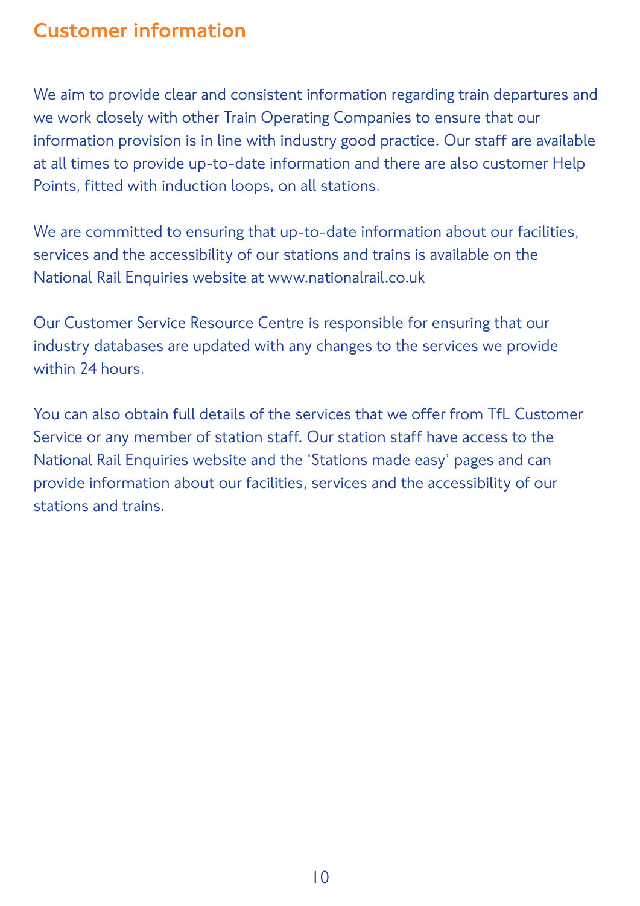# Customer information

We aim to provide clear and consistent information regarding train departures and we work closely with other Train Operating Companies to ensure that our information provision is in line with industry good practice. Our staff are available at all times to provide up-to-date information and there are also customer Help Points, fitted with induction loops, on all stations.

We are committed to ensuring that up-to-date information about our facilities, services and the accessibility of our stations and trains is available on the National Rail Enquiries website at www.nationalrail.co.uk

Our Customer Service Resource Centre is responsible for ensuring that our industry databases are updated with any changes to the services we provide within 24 hours.

You can also obtain full details of the services that we offer from TfL Customer Service or any member of station staff. Our station staff have access to the National Rail Enquiries website and the 'Stations made easy' pages and can provide information about our facilities, services and the accessibility of our stations and trains.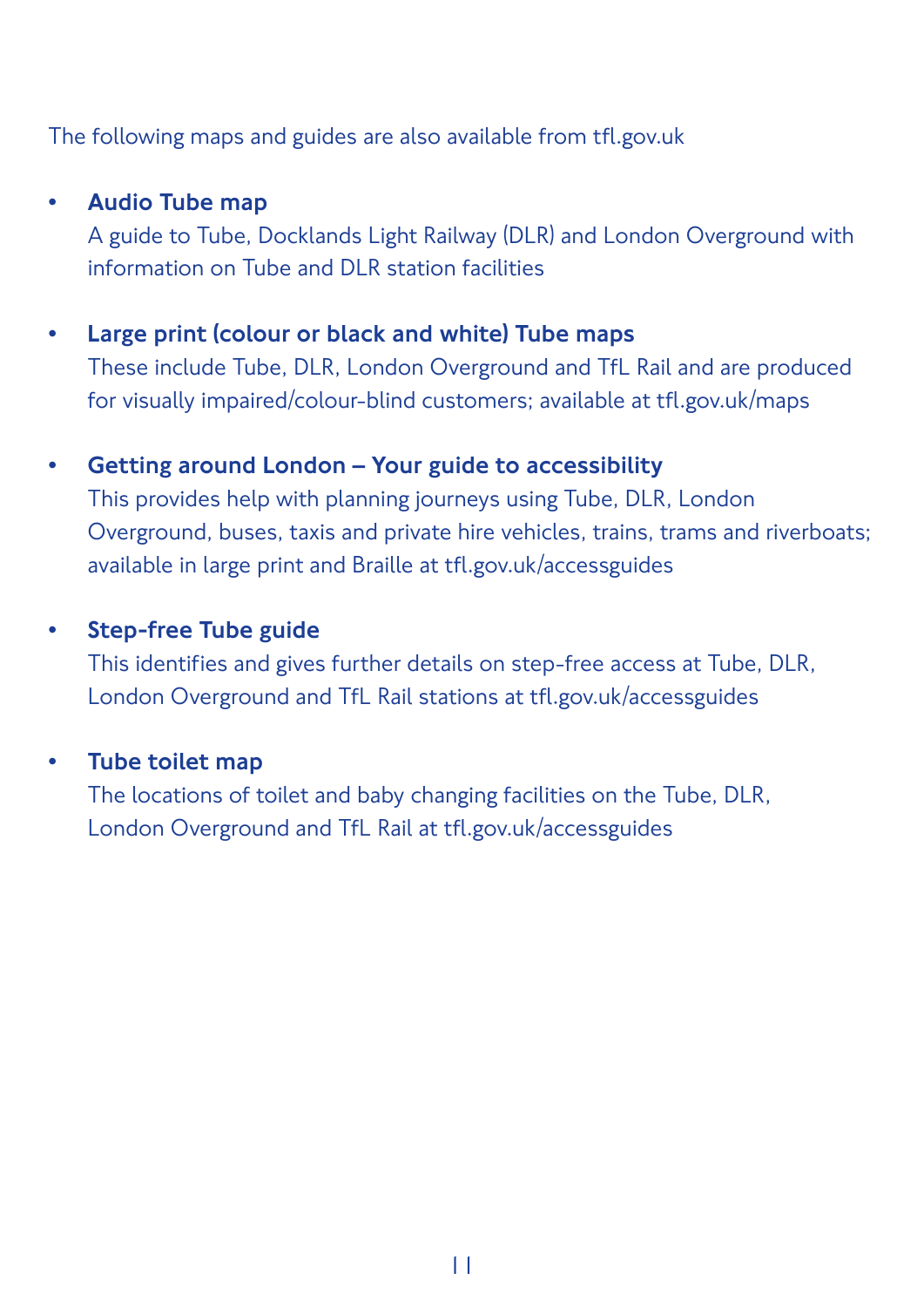The following maps and guides are also available from tfl.gov.uk

- **Audio Tube map**
  A guide to Tube, Docklands Light Railway (DLR) and London Overground with information on Tube and DLR station facilities

- **Large print (colour or black and white) Tube maps**
  These include Tube, DLR, London Overground and TfL Rail and are produced for visually impaired/colour-blind customers; available at tfl.gov.uk/maps

- **Getting around London – Your guide to accessibility**
  This provides help with planning journeys using Tube, DLR, London Overground, buses, taxis and private hire vehicles, trains, trams and riverboats; available in large print and Braille at tfl.gov.uk/accessguides

- **Step-free Tube guide**
  This identifies and gives further details on step-free access at Tube, DLR, London Overground and TfL Rail stations at tfl.gov.uk/accessguides

- **Tube toilet map**
  The locations of toilet and baby changing facilities on the Tube, DLR, London Overground and TfL Rail at tfl.gov.uk/accessguides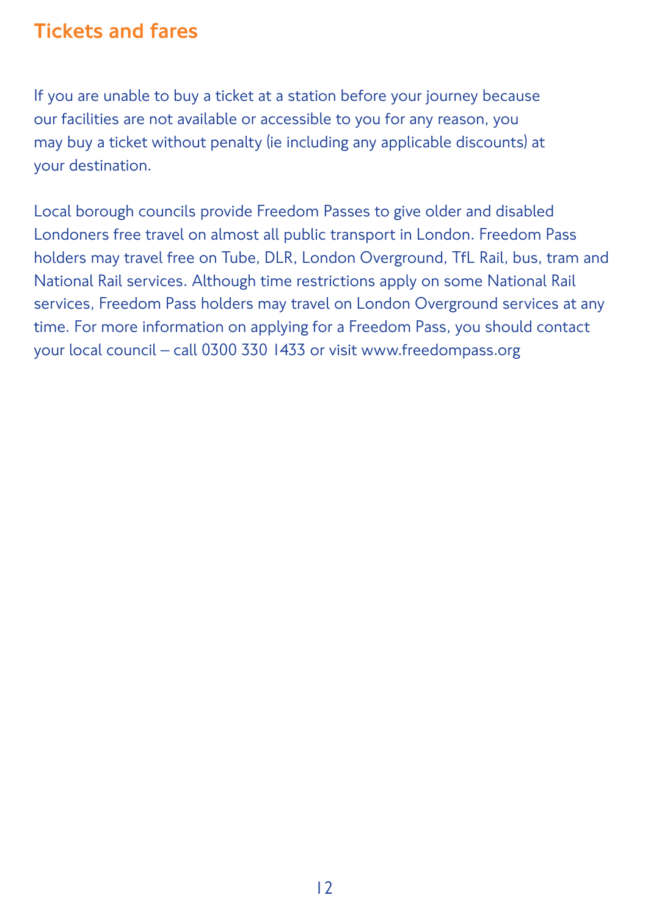## Tickets and fares

If you are unable to buy a ticket at a station before your journey because our facilities are not available or accessible to you for any reason, you may buy a ticket without penalty (ie including any applicable discounts) at your destination.

Local borough councils provide Freedom Passes to give older and disabled Londoners free travel on almost all public transport in London. Freedom Pass holders may travel free on Tube, DLR, London Overground, TfL Rail, bus, tram and National Rail services. Although time restrictions apply on some National Rail services, Freedom Pass holders may travel on London Overground services at any time. For more information on applying for a Freedom Pass, you should contact your local council – call 0300 330 1433 or visit www.freedompass.org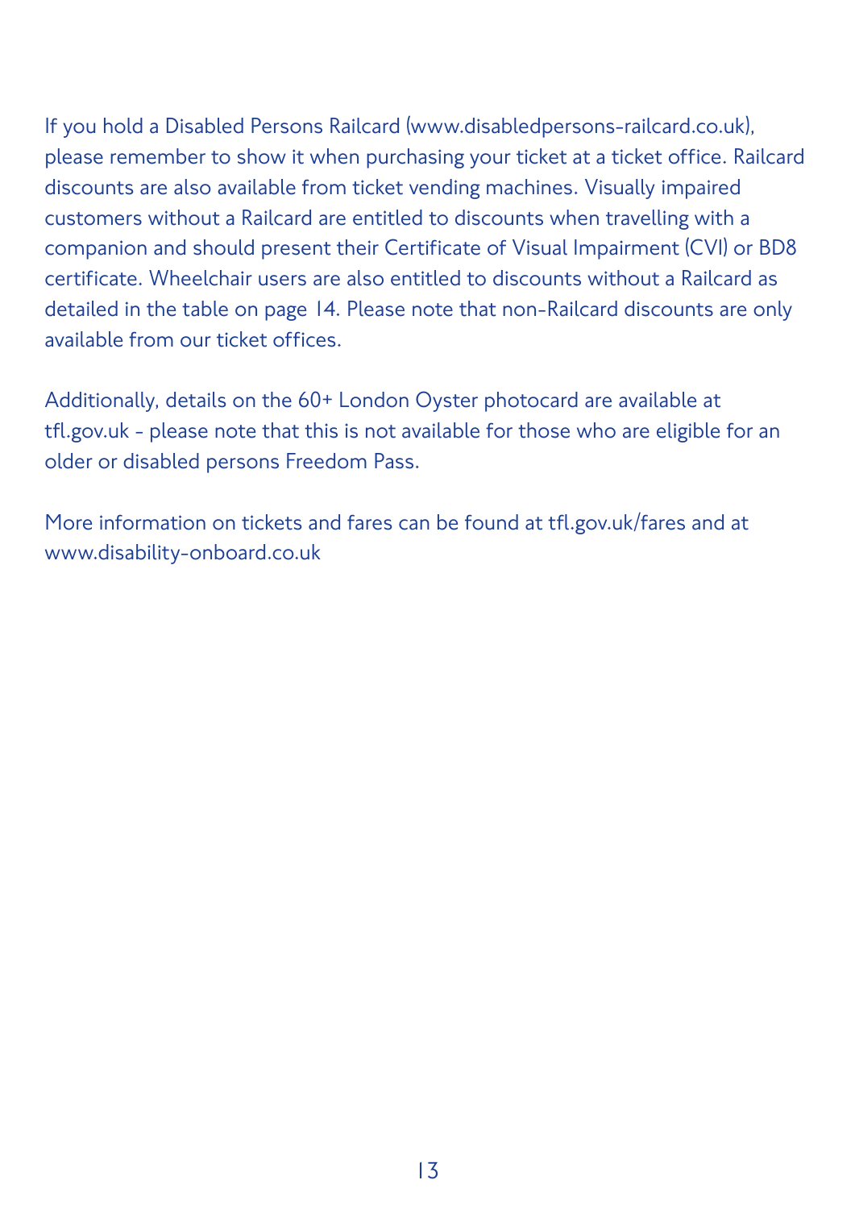If you hold a Disabled Persons Railcard (www.disabledpersons-railcard.co.uk), please remember to show it when purchasing your ticket at a ticket office. Railcard discounts are also available from ticket vending machines. Visually impaired customers without a Railcard are entitled to discounts when travelling with a companion and should present their Certificate of Visual Impairment (CVI) or BD8 certificate. Wheelchair users are also entitled to discounts without a Railcard as detailed in the table on page 14. Please note that non-Railcard discounts are only available from our ticket offices.

Additionally, details on the 60+ London Oyster photocard are available at tfl.gov.uk - please note that this is not available for those who are eligible for an older or disabled persons Freedom Pass.

More information on tickets and fares can be found at tfl.gov.uk/fares and at www.disability-onboard.co.uk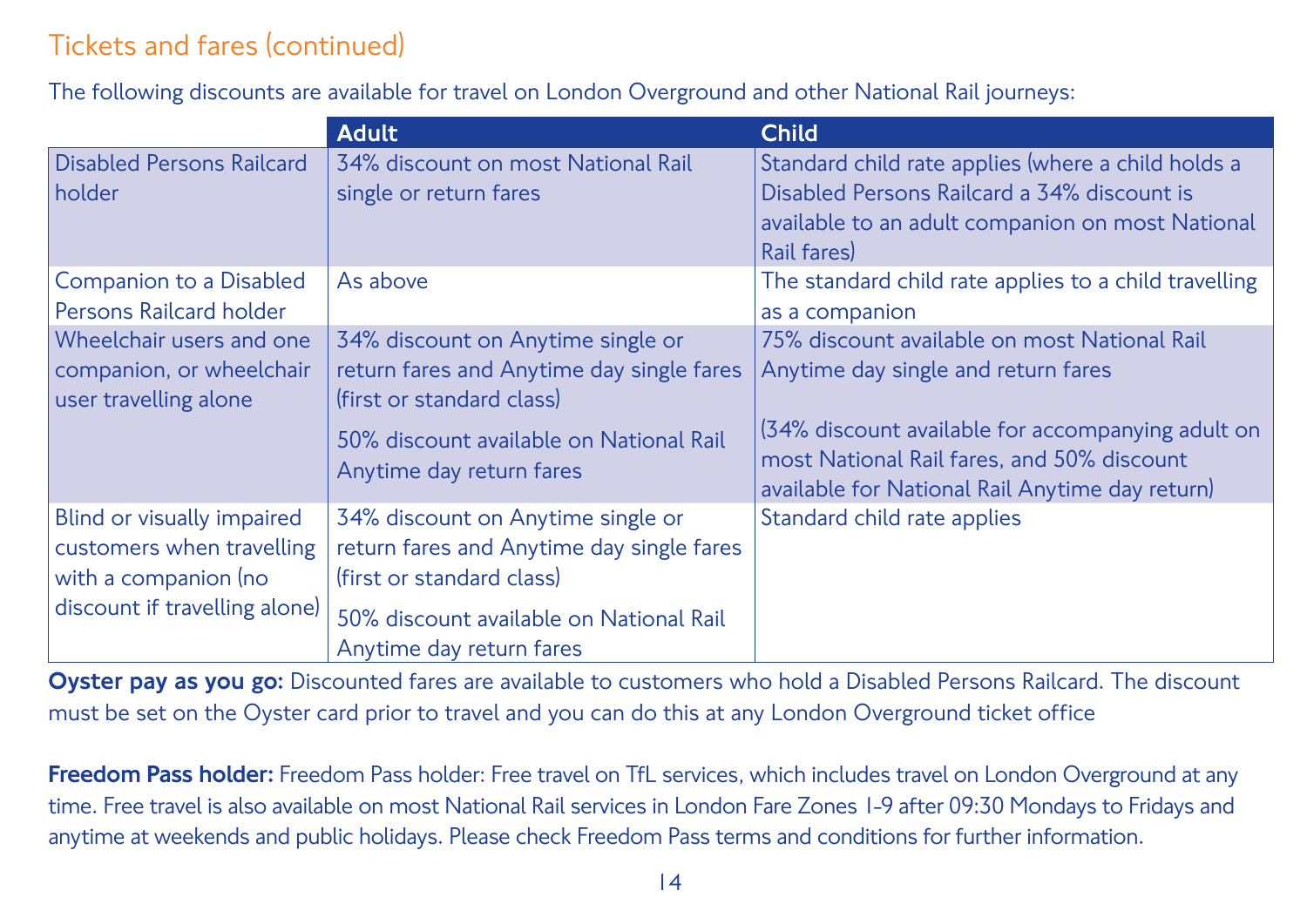## Tickets and fares (continued)

The following discounts are available for travel on London Overground and other National Rail journeys:

| | Adult | Child |
|---|---|---|
| Disabled Persons Railcard holder | 34% discount on most National Rail single or return fares | Standard child rate applies (where a child holds a Disabled Persons Railcard a 34% discount is available to an adult companion on most National Rail fares) |
| Companion to a Disabled Persons Railcard holder | As above | The standard child rate applies to a child travelling as a companion |
| Wheelchair users and one companion, or wheelchair user travelling alone | 34% discount on Anytime single or return fares and Anytime day single fares (first or standard class)<br><br>50% discount available on National Rail Anytime day return fares | 75% discount available on most National Rail Anytime day single and return fares<br><br>(34% discount available for accompanying adult on most National Rail fares, and 50% discount available for National Rail Anytime day return) |
| Blind or visually impaired customers when travelling with a companion (no discount if travelling alone) | 34% discount on Anytime single or return fares and Anytime day single fares (first or standard class)<br><br>50% discount available on National Rail Anytime day return fares | Standard child rate applies |

**Oyster pay as you go:** Discounted fares are available to customers who hold a Disabled Persons Railcard. The discount must be set on the Oyster card prior to travel and you can do this at any London Overground ticket office

**Freedom Pass holder:** Freedom Pass holder: Free travel on TfL services, which includes travel on London Overground at any time. Free travel is also available on most National Rail services in London Fare Zones 1-9 after 09:30 Mondays to Fridays and anytime at weekends and public holidays. Please check Freedom Pass terms and conditions for further information.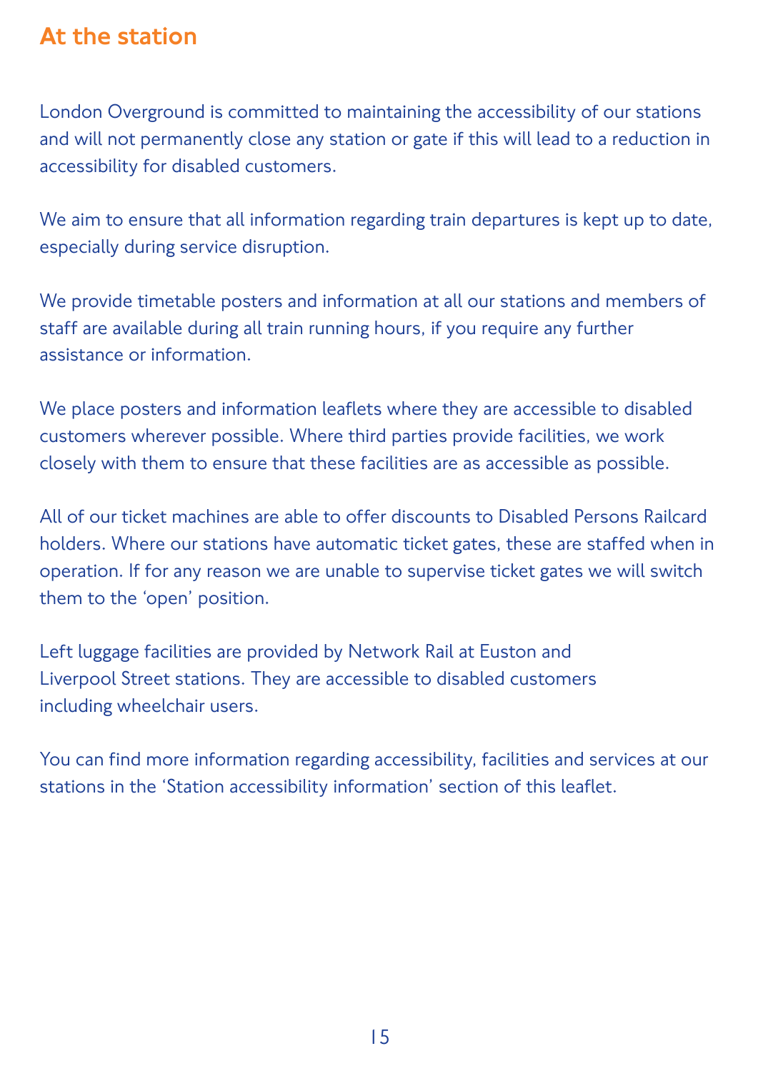## At the station

London Overground is committed to maintaining the accessibility of our stations and will not permanently close any station or gate if this will lead to a reduction in accessibility for disabled customers.

We aim to ensure that all information regarding train departures is kept up to date, especially during service disruption.

We provide timetable posters and information at all our stations and members of staff are available during all train running hours, if you require any further assistance or information.

We place posters and information leaflets where they are accessible to disabled customers wherever possible. Where third parties provide facilities, we work closely with them to ensure that these facilities are as accessible as possible.

All of our ticket machines are able to offer discounts to Disabled Persons Railcard holders. Where our stations have automatic ticket gates, these are staffed when in operation. If for any reason we are unable to supervise ticket gates we will switch them to the 'open' position.

Left luggage facilities are provided by Network Rail at Euston and Liverpool Street stations. They are accessible to disabled customers including wheelchair users.

You can find more information regarding accessibility, facilities and services at our stations in the 'Station accessibility information' section of this leaflet.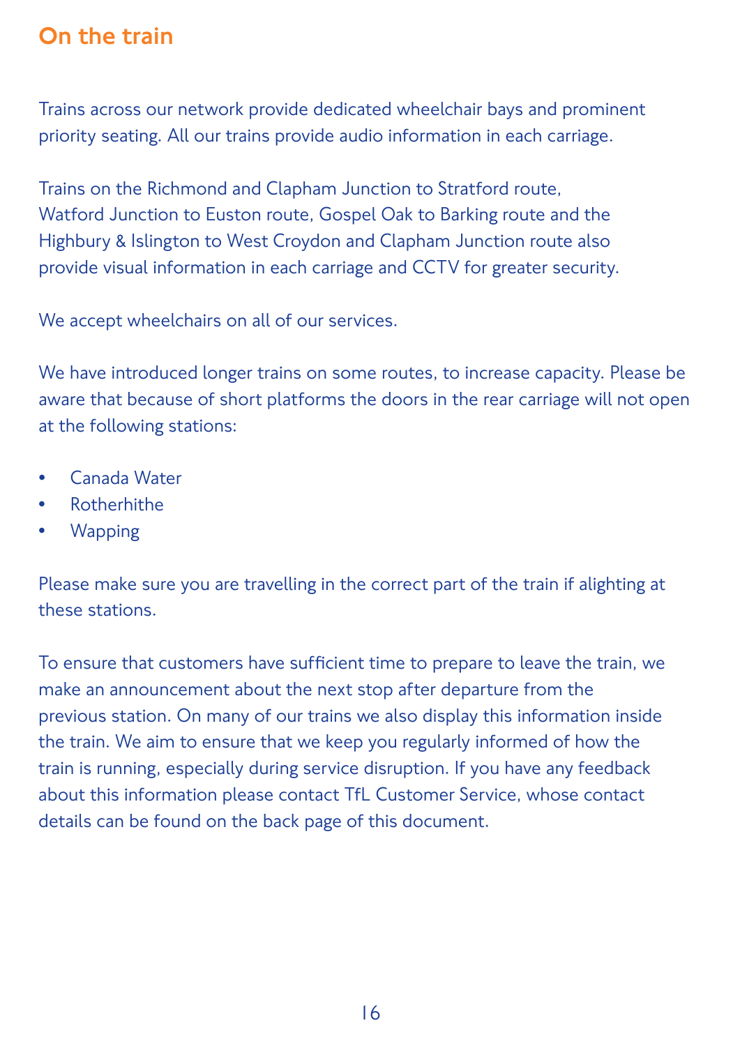## On the train

Trains across our network provide dedicated wheelchair bays and prominent priority seating. All our trains provide audio information in each carriage.

Trains on the Richmond and Clapham Junction to Stratford route, Watford Junction to Euston route, Gospel Oak to Barking route and the Highbury & Islington to West Croydon and Clapham Junction route also provide visual information in each carriage and CCTV for greater security.

We accept wheelchairs on all of our services.

We have introduced longer trains on some routes, to increase capacity. Please be aware that because of short platforms the doors in the rear carriage will not open at the following stations:

- Canada Water
- Rotherhithe
- Wapping

Please make sure you are travelling in the correct part of the train if alighting at these stations.

To ensure that customers have sufficient time to prepare to leave the train, we make an announcement about the next stop after departure from the previous station. On many of our trains we also display this information inside the train. We aim to ensure that we keep you regularly informed of how the train is running, especially during service disruption. If you have any feedback about this information please contact TfL Customer Service, whose contact details can be found on the back page of this document.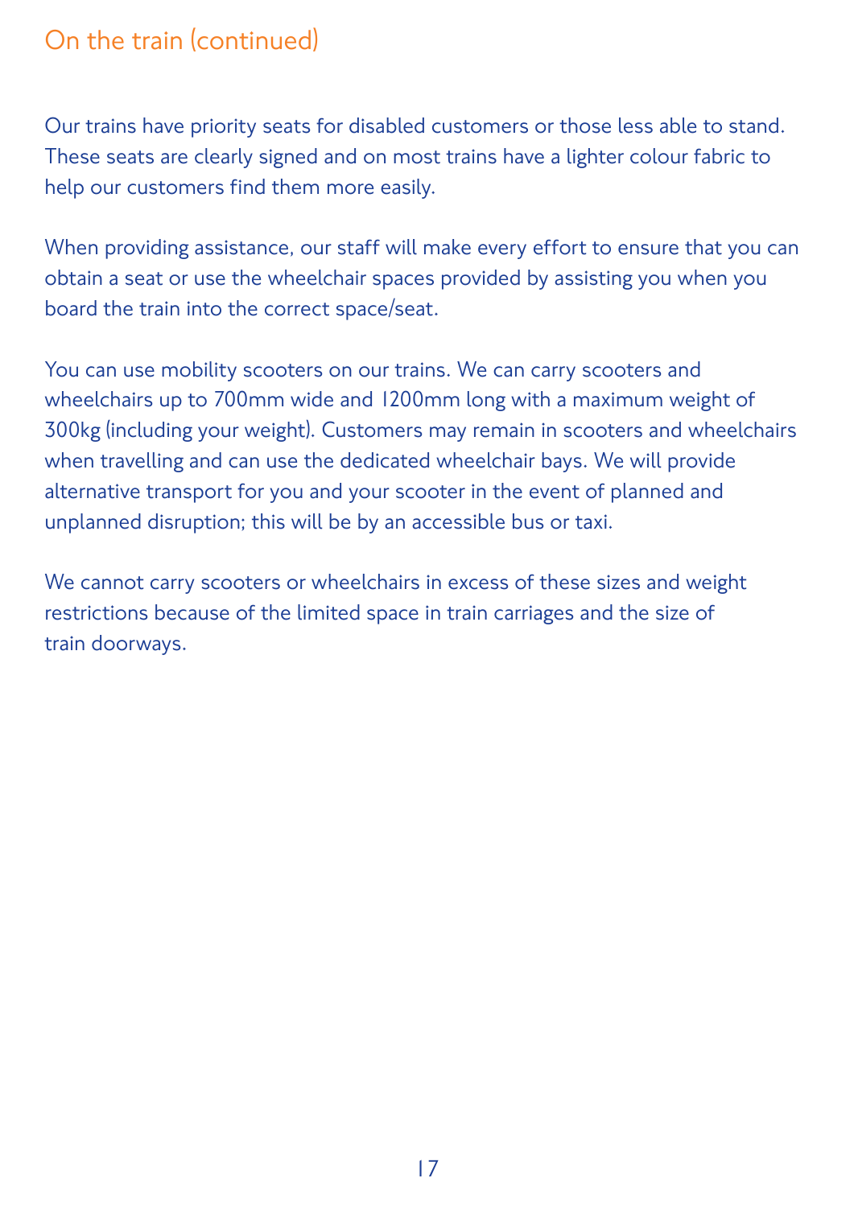## On the train (continued)

Our trains have priority seats for disabled customers or those less able to stand. These seats are clearly signed and on most trains have a lighter colour fabric to help our customers find them more easily.

When providing assistance, our staff will make every effort to ensure that you can obtain a seat or use the wheelchair spaces provided by assisting you when you board the train into the correct space/seat.

You can use mobility scooters on our trains. We can carry scooters and wheelchairs up to 700mm wide and 1200mm long with a maximum weight of 300kg (including your weight). Customers may remain in scooters and wheelchairs when travelling and can use the dedicated wheelchair bays. We will provide alternative transport for you and your scooter in the event of planned and unplanned disruption; this will be by an accessible bus or taxi.

We cannot carry scooters or wheelchairs in excess of these sizes and weight restrictions because of the limited space in train carriages and the size of train doorways.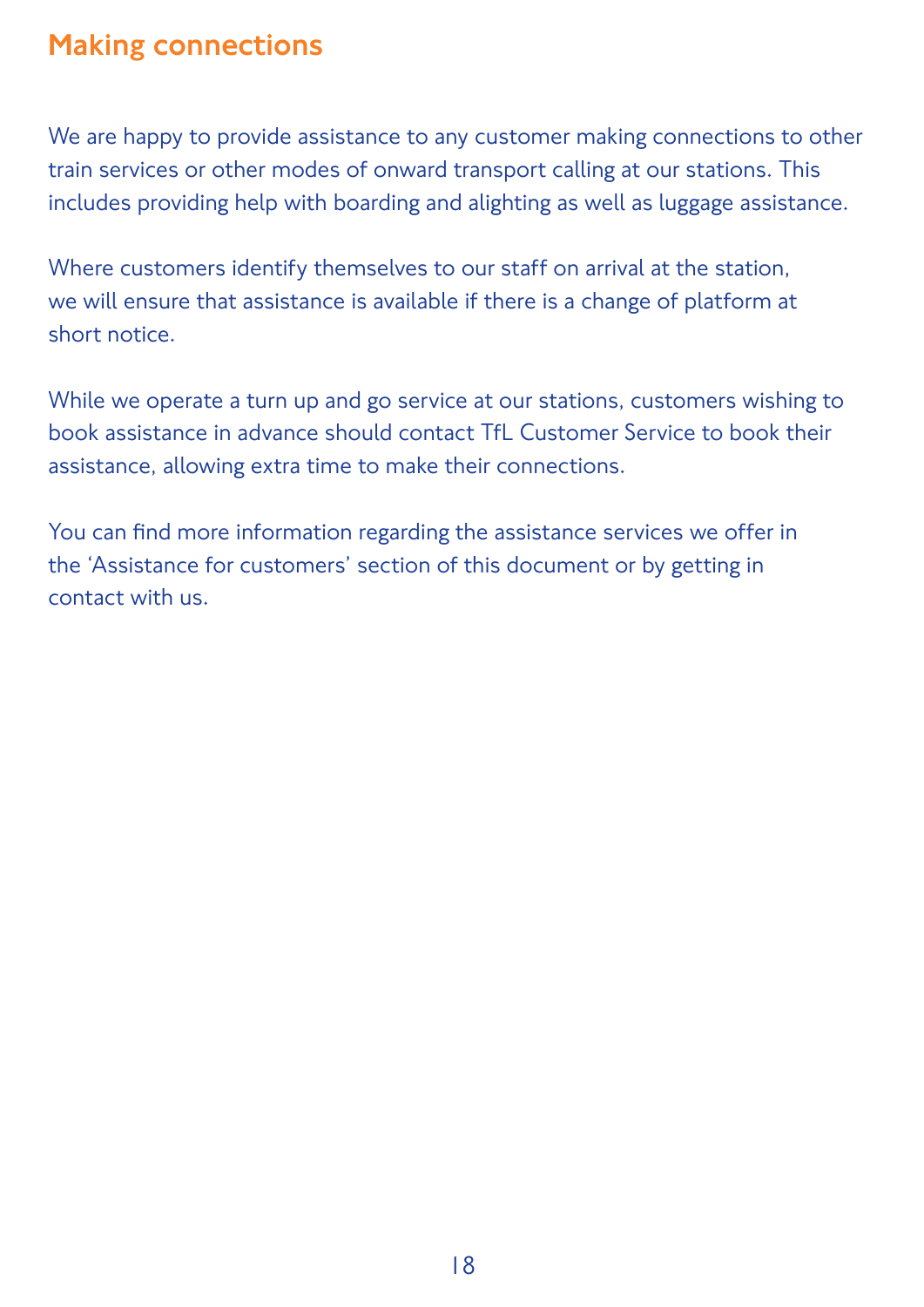## Making connections

We are happy to provide assistance to any customer making connections to other train services or other modes of onward transport calling at our stations. This includes providing help with boarding and alighting as well as luggage assistance.

Where customers identify themselves to our staff on arrival at the station, we will ensure that assistance is available if there is a change of platform at short notice.

While we operate a turn up and go service at our stations, customers wishing to book assistance in advance should contact TfL Customer Service to book their assistance, allowing extra time to make their connections.

You can find more information regarding the assistance services we offer in the 'Assistance for customers' section of this document or by getting in contact with us.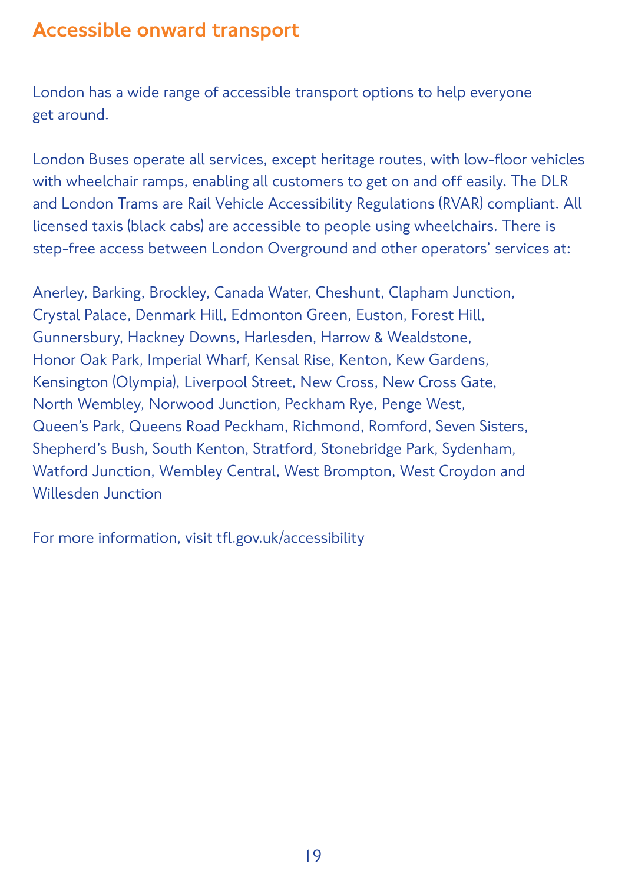## Accessible onward transport

London has a wide range of accessible transport options to help everyone get around.

London Buses operate all services, except heritage routes, with low-floor vehicles with wheelchair ramps, enabling all customers to get on and off easily. The DLR and London Trams are Rail Vehicle Accessibility Regulations (RVAR) compliant. All licensed taxis (black cabs) are accessible to people using wheelchairs. There is step-free access between London Overground and other operators' services at:

Anerley, Barking, Brockley, Canada Water, Cheshunt, Clapham Junction, Crystal Palace, Denmark Hill, Edmonton Green, Euston, Forest Hill, Gunnersbury, Hackney Downs, Harlesden, Harrow & Wealdstone, Honor Oak Park, Imperial Wharf, Kensal Rise, Kenton, Kew Gardens, Kensington (Olympia), Liverpool Street, New Cross, New Cross Gate, North Wembley, Norwood Junction, Peckham Rye, Penge West, Queen's Park, Queens Road Peckham, Richmond, Romford, Seven Sisters, Shepherd's Bush, South Kenton, Stratford, Stonebridge Park, Sydenham, Watford Junction, Wembley Central, West Brompton, West Croydon and Willesden Junction

For more information, visit tfl.gov.uk/accessibility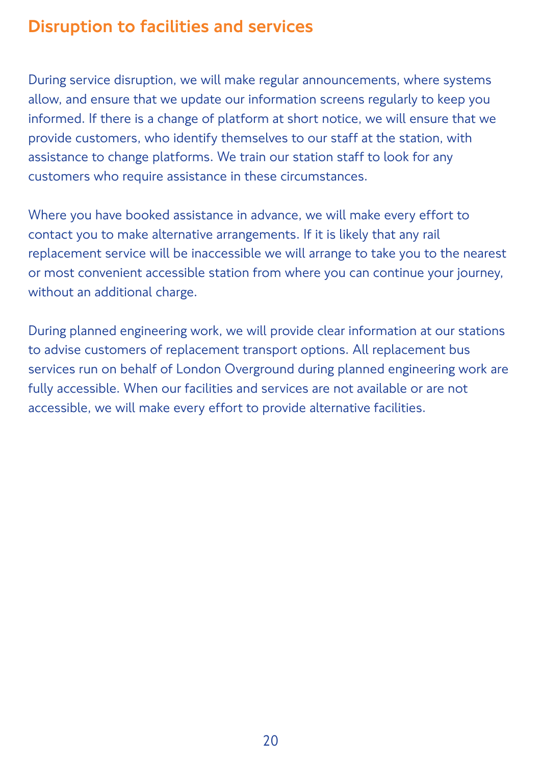## Disruption to facilities and services

During service disruption, we will make regular announcements, where systems allow, and ensure that we update our information screens regularly to keep you informed. If there is a change of platform at short notice, we will ensure that we provide customers, who identify themselves to our staff at the station, with assistance to change platforms. We train our station staff to look for any customers who require assistance in these circumstances.

Where you have booked assistance in advance, we will make every effort to contact you to make alternative arrangements. If it is likely that any rail replacement service will be inaccessible we will arrange to take you to the nearest or most convenient accessible station from where you can continue your journey, without an additional charge.

During planned engineering work, we will provide clear information at our stations to advise customers of replacement transport options. All replacement bus services run on behalf of London Overground during planned engineering work are fully accessible. When our facilities and services are not available or are not accessible, we will make every effort to provide alternative facilities.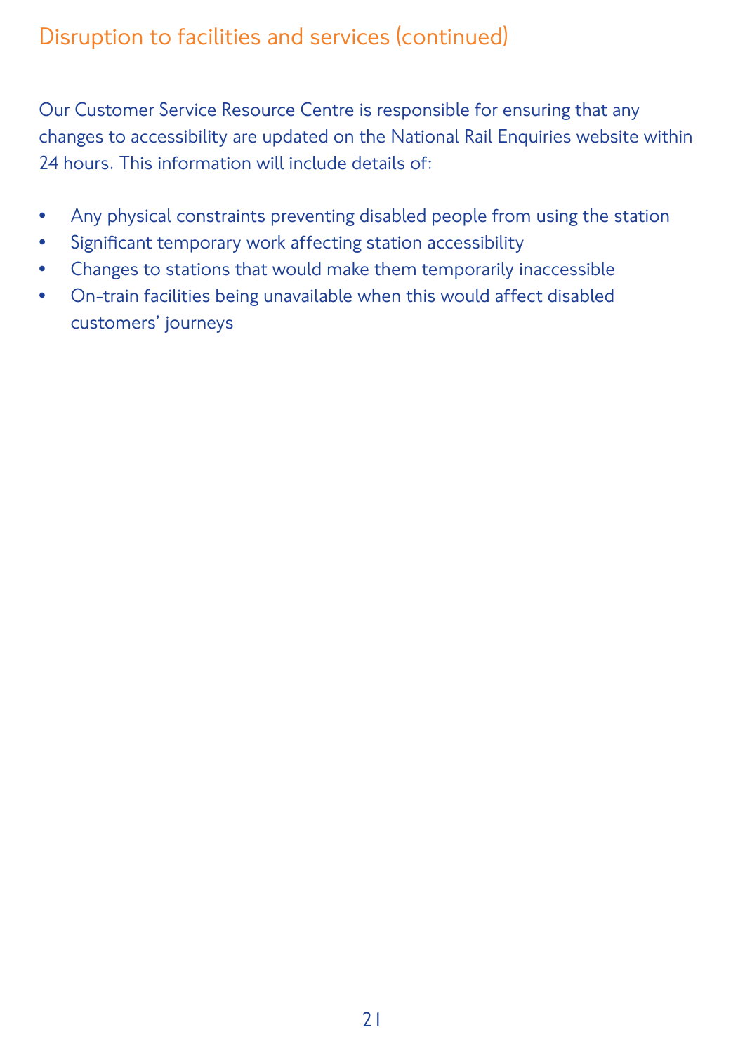## Disruption to facilities and services (continued)

Our Customer Service Resource Centre is responsible for ensuring that any changes to accessibility are updated on the National Rail Enquiries website within 24 hours. This information will include details of:

- Any physical constraints preventing disabled people from using the station
- Significant temporary work affecting station accessibility
- Changes to stations that would make them temporarily inaccessible
- On-train facilities being unavailable when this would affect disabled customers' journeys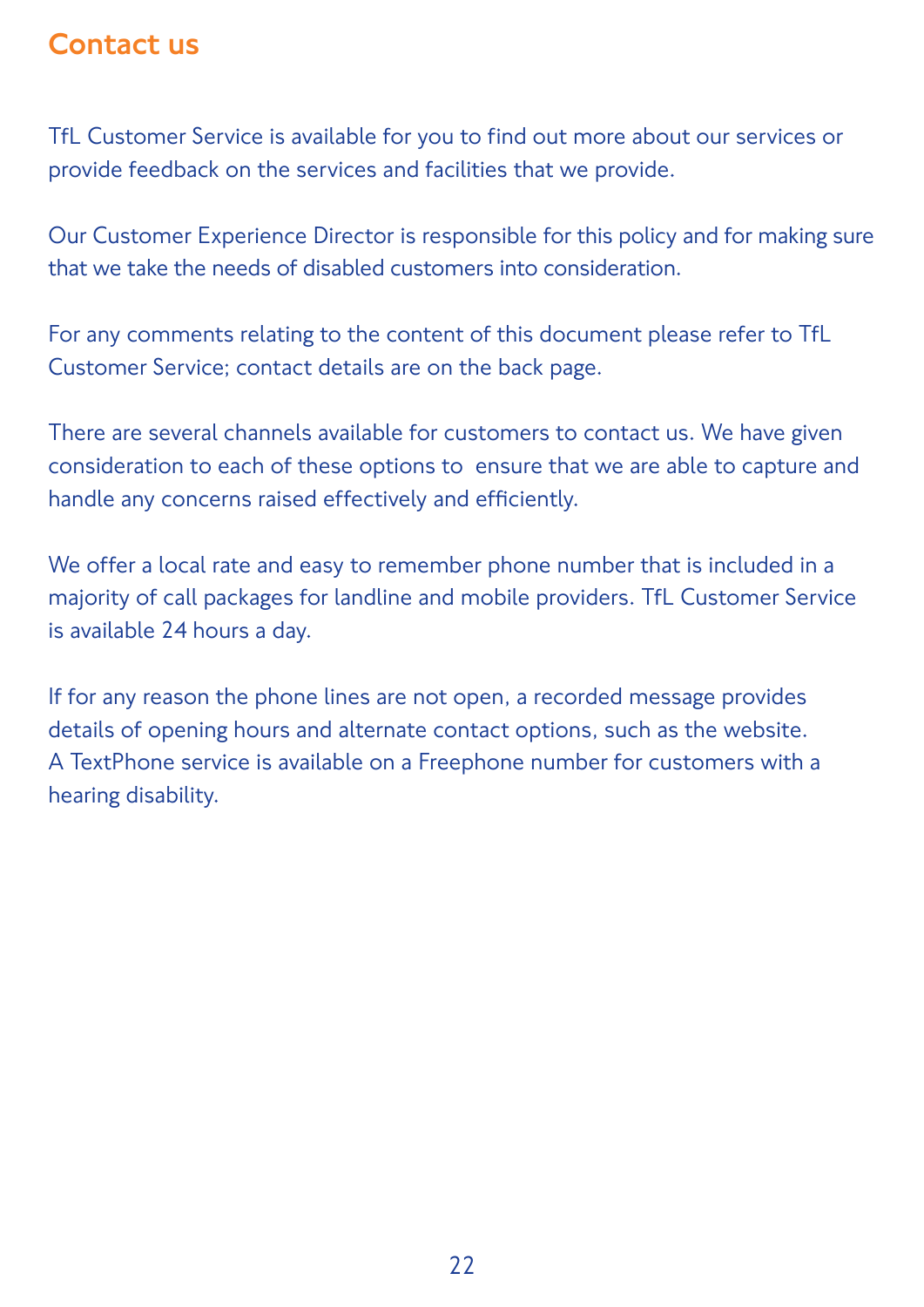## Contact us

TfL Customer Service is available for you to find out more about our services or provide feedback on the services and facilities that we provide.

Our Customer Experience Director is responsible for this policy and for making sure that we take the needs of disabled customers into consideration.

For any comments relating to the content of this document please refer to TfL Customer Service; contact details are on the back page.

There are several channels available for customers to contact us. We have given consideration to each of these options to ensure that we are able to capture and handle any concerns raised effectively and efficiently.

We offer a local rate and easy to remember phone number that is included in a majority of call packages for landline and mobile providers. TfL Customer Service is available 24 hours a day.

If for any reason the phone lines are not open, a recorded message provides details of opening hours and alternate contact options, such as the website. A TextPhone service is available on a Freephone number for customers with a hearing disability.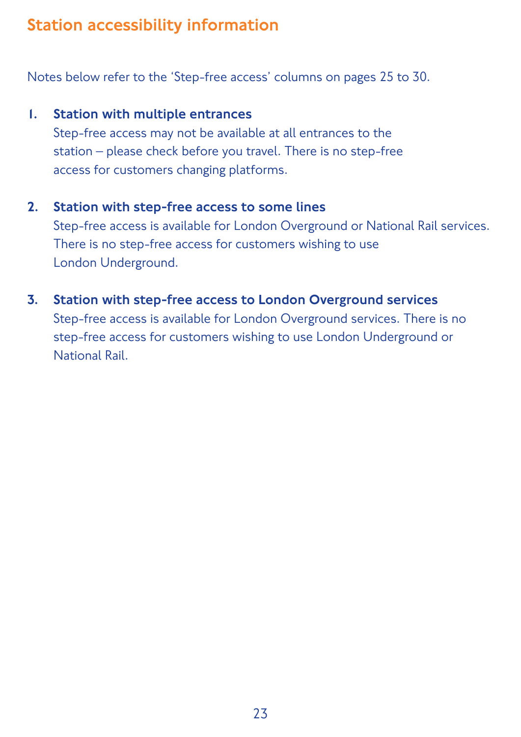## Station accessibility information

Notes below refer to the 'Step-free access' columns on pages 25 to 30.

1. **Station with multiple entrances**
   Step-free access may not be available at all entrances to the station – please check before you travel. There is no step-free access for customers changing platforms.

2. **Station with step-free access to some lines**
   Step-free access is available for London Overground or National Rail services. There is no step-free access for customers wishing to use London Underground.

3. **Station with step-free access to London Overground services**
   Step-free access is available for London Overground services. There is no step-free access for customers wishing to use London Underground or National Rail.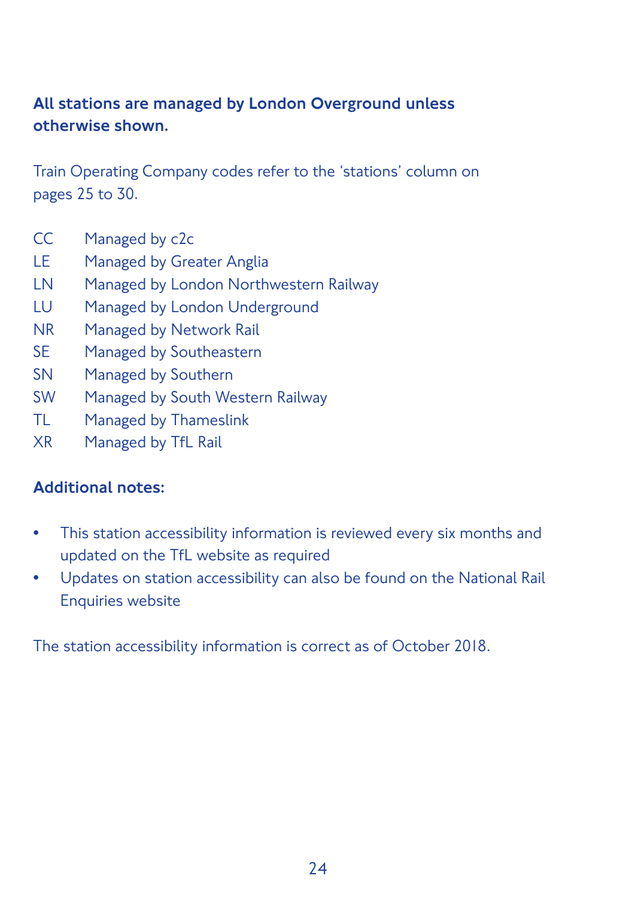**All stations are managed by London Overground unless otherwise shown.**

Train Operating Company codes refer to the 'stations' column on pages 25 to 30.

| | |
|---|---|
| CC | Managed by c2c |
| LE | Managed by Greater Anglia |
| LN | Managed by London Northwestern Railway |
| LU | Managed by London Underground |
| NR | Managed by Network Rail |
| SE | Managed by Southeastern |
| SN | Managed by Southern |
| SW | Managed by South Western Railway |
| TL | Managed by Thameslink |
| XR | Managed by TfL Rail |

**Additional notes:**

- This station accessibility information is reviewed every six months and updated on the TfL website as required
- Updates on station accessibility can also be found on the National Rail Enquiries website

The station accessibility information is correct as of October 2018.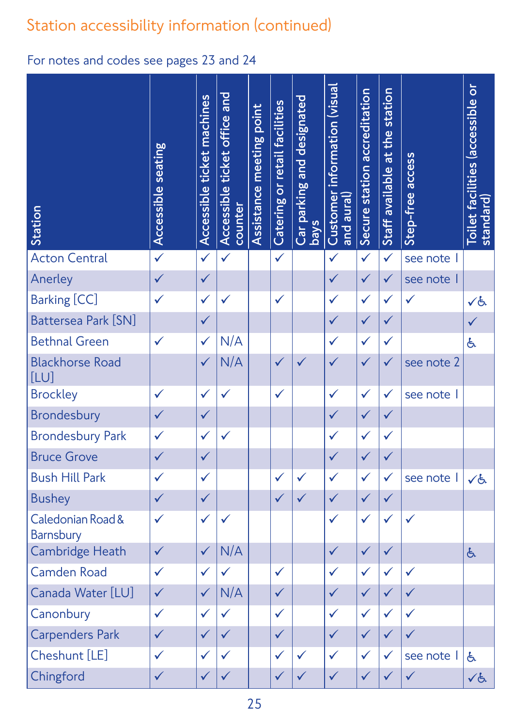## Station accessibility information (continued)

For notes and codes see pages 23 and 24

| Station | Accessible seating | Accessible ticket machines | Accessible ticket office and counter | Assistance meeting point | Catering or retail facilities | Car parking and designated bays | Customer information (visual and aural) | Secure station accreditation | Staff available at the station | Step-free access | Toilet facilities (accessible or standard) |
|---|---|---|---|---|---|---|---|---|---|---|---|
| Acton Central | ✓ | ✓ | ✓ | | ✓ | | ✓ | ✓ | ✓ | see note 1 | |
| Anerley | ✓ | ✓ | | | | | ✓ | ✓ | ✓ | see note 1 | |
| Barking [CC] | ✓ | ✓ | ✓ | | ✓ | | ✓ | ✓ | ✓ | ✓ | ✓♿ |
| Battersea Park [SN] | | ✓ | | | | | ✓ | ✓ | ✓ | | ✓ |
| Bethnal Green | ✓ | ✓ | N/A | | | | ✓ | ✓ | ✓ | | ♿ |
| Blackhorse Road [LU] | | ✓ | N/A | | ✓ | ✓ | ✓ | ✓ | ✓ | see note 2 | |
| Brockley | ✓ | ✓ | ✓ | | ✓ | | ✓ | ✓ | ✓ | see note 1 | |
| Brondesbury | ✓ | ✓ | | | | | ✓ | ✓ | ✓ | | |
| Brondesbury Park | ✓ | ✓ | ✓ | | | | ✓ | ✓ | ✓ | | |
| Bruce Grove | ✓ | ✓ | | | | | ✓ | ✓ | ✓ | | |
| Bush Hill Park | ✓ | ✓ | | | ✓ | ✓ | ✓ | ✓ | ✓ | see note 1 | ✓♿ |
| Bushey | ✓ | ✓ | | | ✓ | ✓ | ✓ | ✓ | ✓ | | |
| Caledonian Road & Barnsbury | ✓ | ✓ | ✓ | | | | ✓ | ✓ | ✓ | ✓ | |
| Cambridge Heath | ✓ | ✓ | N/A | | | | ✓ | ✓ | ✓ | | ♿ |
| Camden Road | ✓ | ✓ | ✓ | | ✓ | | ✓ | ✓ | ✓ | ✓ | |
| Canada Water [LU] | ✓ | ✓ | N/A | | ✓ | | ✓ | ✓ | ✓ | ✓ | |
| Canonbury | ✓ | ✓ | ✓ | | ✓ | | ✓ | ✓ | ✓ | ✓ | |
| Carpenders Park | ✓ | ✓ | ✓ | | ✓ | | ✓ | ✓ | ✓ | ✓ | |
| Cheshunt [LE] | ✓ | ✓ | ✓ | | ✓ | ✓ | ✓ | ✓ | ✓ | see note 1 | ♿ |
| Chingford | ✓ | ✓ | ✓ | | ✓ | ✓ | ✓ | ✓ | ✓ | ✓ | ✓♿ |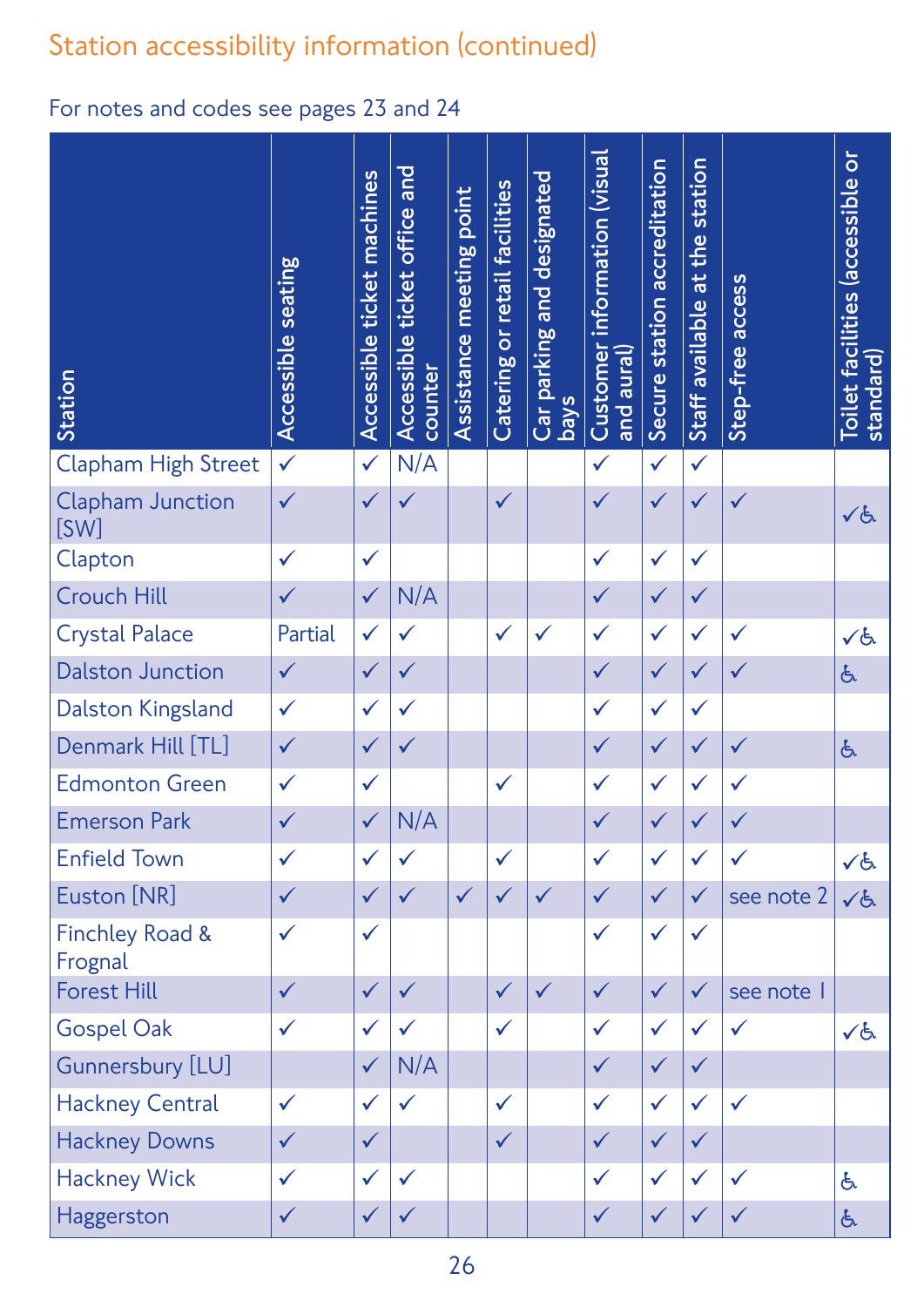## Station accessibility information (continued)

For notes and codes see pages 23 and 24

| Station | Accessible seating | Accessible ticket machines | Accessible ticket office and counter | Assistance meeting point | Catering or retail facilities | Car parking and designated bays | Customer information (visual and aural) | Secure station accreditation | Staff available at the station | Step-free access | Toilet facilities (accessible or standard) |
|---|---|---|---|---|---|---|---|---|---|---|---|
| Clapham High Street | ✓ | ✓ | N/A | | | | ✓ | ✓ | ✓ | | |
| Clapham Junction [SW] | ✓ | ✓ | ✓ | | ✓ | | ✓ | ✓ | ✓ | ✓ | ✓♿ |
| Clapton | ✓ | ✓ | | | | | ✓ | ✓ | ✓ | | |
| Crouch Hill | ✓ | ✓ | N/A | | | | ✓ | ✓ | ✓ | | |
| Crystal Palace | Partial | ✓ | ✓ | | ✓ | ✓ | ✓ | ✓ | ✓ | ✓ | ✓♿ |
| Dalston Junction | ✓ | ✓ | ✓ | | | | ✓ | ✓ | ✓ | ✓ | ♿ |
| Dalston Kingsland | ✓ | ✓ | ✓ | | | | ✓ | ✓ | ✓ | | |
| Denmark Hill [TL] | ✓ | ✓ | ✓ | | | | ✓ | ✓ | ✓ | ✓ | ♿ |
| Edmonton Green | ✓ | ✓ | | | ✓ | | ✓ | ✓ | ✓ | ✓ | |
| Emerson Park | ✓ | ✓ | N/A | | | | ✓ | ✓ | ✓ | ✓ | |
| Enfield Town | ✓ | ✓ | ✓ | | ✓ | | ✓ | ✓ | ✓ | ✓ | ✓♿ |
| Euston [NR] | ✓ | ✓ | ✓ | ✓ | ✓ | ✓ | ✓ | ✓ | ✓ | see note 2 | ✓♿ |
| Finchley Road & Frognal | ✓ | ✓ | | | | | ✓ | ✓ | ✓ | | |
| Forest Hill | ✓ | ✓ | ✓ | | ✓ | ✓ | ✓ | ✓ | ✓ | see note 1 | |
| Gospel Oak | ✓ | ✓ | ✓ | | ✓ | | ✓ | ✓ | ✓ | ✓ | ✓♿ |
| Gunnersbury [LU] | | ✓ | N/A | | | | ✓ | ✓ | ✓ | | |
| Hackney Central | ✓ | ✓ | ✓ | | ✓ | | ✓ | ✓ | ✓ | ✓ | |
| Hackney Downs | ✓ | ✓ | | | ✓ | | ✓ | ✓ | ✓ | | |
| Hackney Wick | ✓ | ✓ | ✓ | | | | ✓ | ✓ | ✓ | ✓ | ♿ |
| Haggerston | ✓ | ✓ | ✓ | | | | ✓ | ✓ | ✓ | ✓ | ♿ |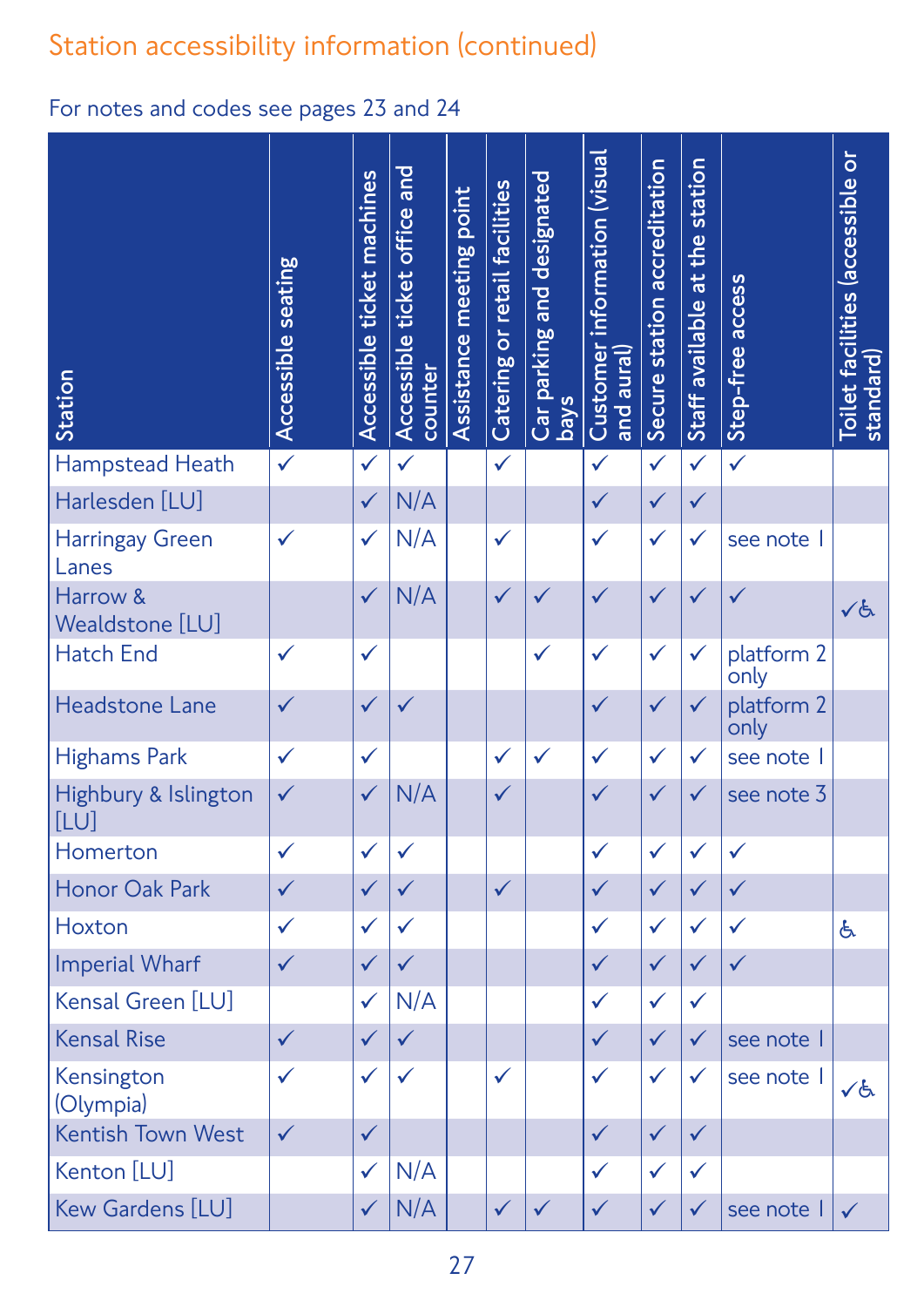## Station accessibility information (continued)

For notes and codes see pages 23 and 24

| Station | Accessible seating | Accessible ticket machines | Accessible ticket office and counter | Assistance meeting point | Catering or retail facilities | Car parking and designated bays | Customer information (visual and aural) | Secure station accreditation | Staff available at the station | Step-free access | Toilet facilities (accessible or standard) |
|---|---|---|---|---|---|---|---|---|---|---|---|
| Hampstead Heath | ✓ | ✓ | ✓ | | ✓ | | ✓ | ✓ | ✓ | ✓ | |
| Harlesden [LU] | | ✓ | N/A | | | | ✓ | ✓ | ✓ | | |
| Harringay Green Lanes | ✓ | ✓ | N/A | | ✓ | | ✓ | ✓ | ✓ | see note 1 | |
| Harrow & Wealdstone [LU] | | ✓ | N/A | | ✓ | ✓ | ✓ | ✓ | ✓ | ✓ | ✓♿ |
| Hatch End | ✓ | ✓ | | | | ✓ | ✓ | ✓ | ✓ | platform 2 only | |
| Headstone Lane | ✓ | ✓ | ✓ | | | | ✓ | ✓ | ✓ | platform 2 only | |
| Highams Park | ✓ | ✓ | | | ✓ | ✓ | ✓ | ✓ | ✓ | see note 1 | |
| Highbury & Islington [LU] | ✓ | ✓ | N/A | | ✓ | | ✓ | ✓ | ✓ | see note 3 | |
| Homerton | ✓ | ✓ | ✓ | | | | ✓ | ✓ | ✓ | ✓ | |
| Honor Oak Park | ✓ | ✓ | ✓ | | ✓ | | ✓ | ✓ | ✓ | ✓ | |
| Hoxton | ✓ | ✓ | ✓ | | | | ✓ | ✓ | ✓ | ✓ | ♿ |
| Imperial Wharf | ✓ | ✓ | ✓ | | | | ✓ | ✓ | ✓ | ✓ | |
| Kensal Green [LU] | | ✓ | N/A | | | | ✓ | ✓ | ✓ | | |
| Kensal Rise | ✓ | ✓ | ✓ | | | | ✓ | ✓ | ✓ | see note 1 | |
| Kensington (Olympia) | ✓ | ✓ | ✓ | | ✓ | | ✓ | ✓ | ✓ | see note 1 | ✓♿ |
| Kentish Town West | ✓ | ✓ | | | | | ✓ | ✓ | ✓ | | |
| Kenton [LU] | | ✓ | N/A | | | | ✓ | ✓ | ✓ | | |
| Kew Gardens [LU] | | ✓ | N/A | | ✓ | ✓ | ✓ | ✓ | ✓ | see note 1 | ✓ |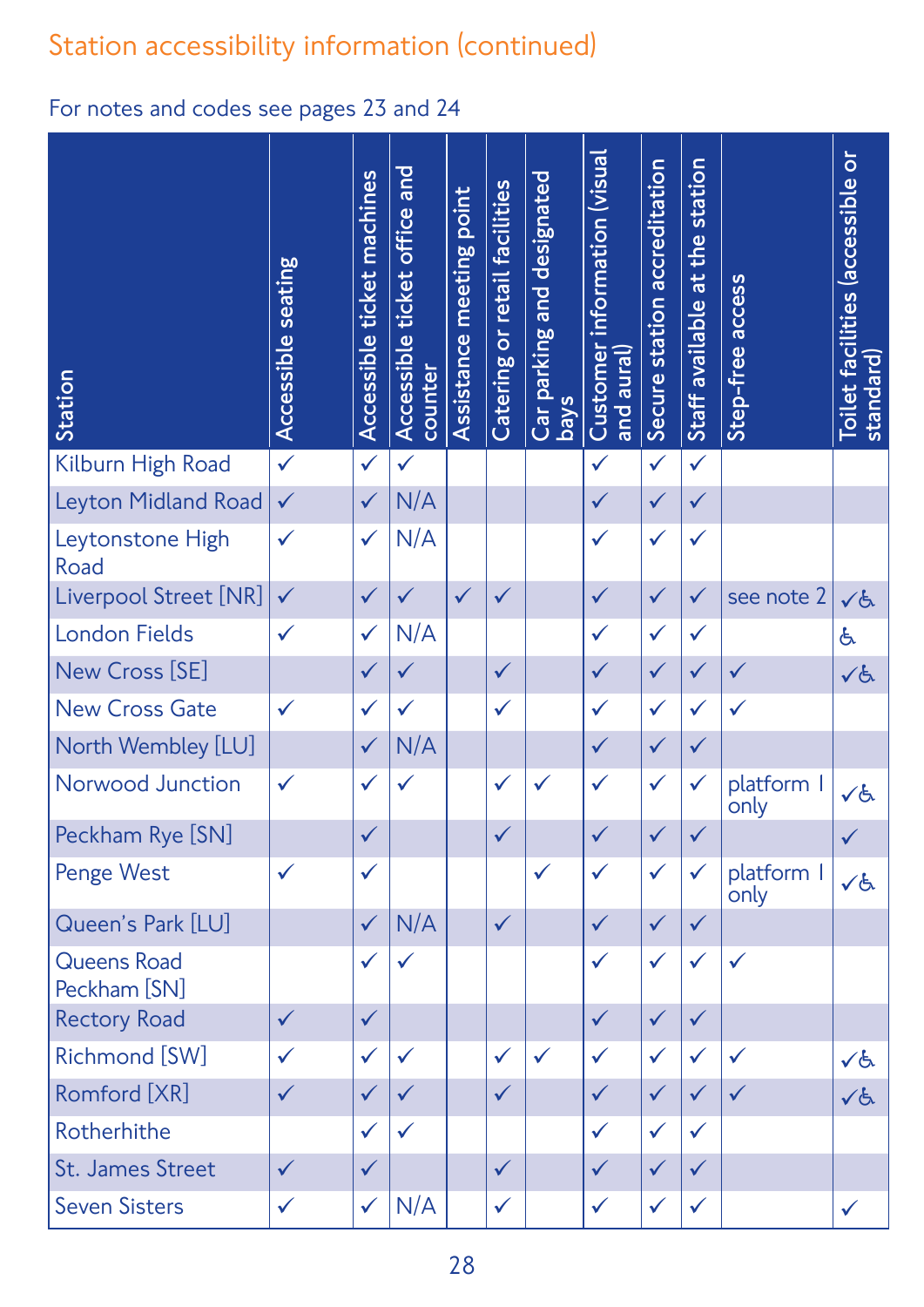## Station accessibility information (continued)

For notes and codes see pages 23 and 24

| Station | Accessible seating | Accessible ticket machines | Accessible ticket office and counter | Assistance meeting point | Catering or retail facilities | Car parking and designated bays | Customer information (visual and aural) | Secure station accreditation | Staff available at the station | Step-free access | Toilet facilities (accessible or standard) |
|---|---|---|---|---|---|---|---|---|---|---|---|
| Kilburn High Road | ✓ | ✓ | ✓ | | | | ✓ | ✓ | ✓ | | |
| Leyton Midland Road | ✓ | ✓ | N/A | | | | ✓ | ✓ | ✓ | | |
| Leytonstone High Road | ✓ | ✓ | N/A | | | | ✓ | ✓ | ✓ | | |
| Liverpool Street [NR] | ✓ | ✓ | ✓ | ✓ | ✓ | | ✓ | ✓ | ✓ | see note 2 | ✓♿ |
| London Fields | ✓ | ✓ | N/A | | | | ✓ | ✓ | ✓ | | ♿ |
| New Cross [SE] | | ✓ | ✓ | | ✓ | | ✓ | ✓ | ✓ | ✓ | ✓♿ |
| New Cross Gate | ✓ | ✓ | ✓ | | ✓ | | ✓ | ✓ | ✓ | ✓ | |
| North Wembley [LU] | | ✓ | N/A | | | | ✓ | ✓ | ✓ | | |
| Norwood Junction | ✓ | ✓ | ✓ | | ✓ | ✓ | ✓ | ✓ | ✓ | platform 1 only | ✓♿ |
| Peckham Rye [SN] | | ✓ | | | ✓ | | ✓ | ✓ | ✓ | | ✓ |
| Penge West | ✓ | ✓ | | | | ✓ | ✓ | ✓ | ✓ | platform 1 only | ✓♿ |
| Queen's Park [LU] | | ✓ | N/A | | ✓ | | ✓ | ✓ | ✓ | | |
| Queens Road Peckham [SN] | | ✓ | ✓ | | | | ✓ | ✓ | ✓ | ✓ | |
| Rectory Road | ✓ | ✓ | | | | | ✓ | ✓ | ✓ | | |
| Richmond [SW] | ✓ | ✓ | ✓ | | ✓ | ✓ | ✓ | ✓ | ✓ | ✓ | ✓♿ |
| Romford [XR] | ✓ | ✓ | ✓ | | ✓ | | ✓ | ✓ | ✓ | ✓ | ✓♿ |
| Rotherhithe | | ✓ | ✓ | | | | ✓ | ✓ | ✓ | | |
| St. James Street | ✓ | ✓ | | | ✓ | | ✓ | ✓ | ✓ | | |
| Seven Sisters | ✓ | ✓ | N/A | | ✓ | | ✓ | ✓ | ✓ | | ✓ |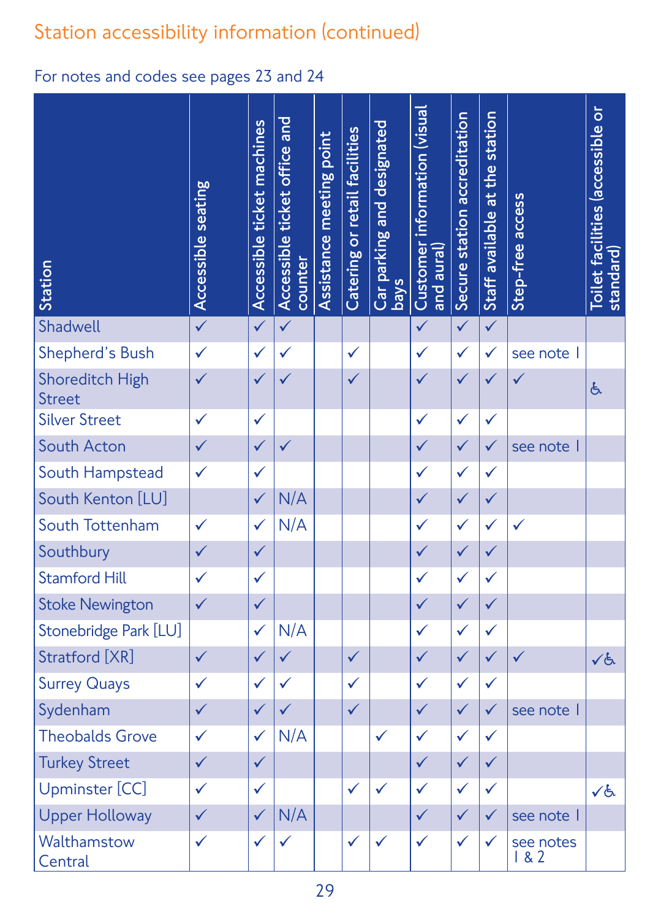## Station accessibility information (continued)

For notes and codes see pages 23 and 24

| Station | Accessible seating | Accessible ticket machines | Accessible ticket office and counter | Assistance meeting point | Catering or retail facilities | Car parking and designated bays | Customer information (visual and aural) | Secure station accreditation | Staff available at the station | Step-free access | Toilet facilities (accessible or standard) |
|---|---|---|---|---|---|---|---|---|---|---|---|
| Shadwell | ✓ | ✓ | ✓ | | | | ✓ | ✓ | ✓ | | |
| Shepherd's Bush | ✓ | ✓ | ✓ | | ✓ | | ✓ | ✓ | ✓ | see note 1 | |
| Shoreditch High Street | ✓ | ✓ | ✓ | | ✓ | | ✓ | ✓ | ✓ | ✓ | ♿ |
| Silver Street | ✓ | ✓ | | | | | ✓ | ✓ | ✓ | | |
| South Acton | ✓ | ✓ | ✓ | | | | ✓ | ✓ | ✓ | see note 1 | |
| South Hampstead | ✓ | ✓ | | | | | ✓ | ✓ | ✓ | | |
| South Kenton [LU] | | ✓ | N/A | | | | ✓ | ✓ | ✓ | | |
| South Tottenham | ✓ | ✓ | N/A | | | | ✓ | ✓ | ✓ | ✓ | |
| Southbury | ✓ | ✓ | | | | | ✓ | ✓ | ✓ | | |
| Stamford Hill | ✓ | ✓ | | | | | ✓ | ✓ | ✓ | | |
| Stoke Newington | ✓ | ✓ | | | | | ✓ | ✓ | ✓ | | |
| Stonebridge Park [LU] | | ✓ | N/A | | | | ✓ | ✓ | ✓ | | |
| Stratford [XR] | ✓ | ✓ | ✓ | | ✓ | | ✓ | ✓ | ✓ | ✓ | ✓♿ |
| Surrey Quays | ✓ | ✓ | ✓ | | ✓ | | ✓ | ✓ | ✓ | | |
| Sydenham | ✓ | ✓ | ✓ | | ✓ | | ✓ | ✓ | ✓ | see note 1 | |
| Theobalds Grove | ✓ | ✓ | N/A | | | ✓ | ✓ | ✓ | ✓ | | |
| Turkey Street | ✓ | ✓ | | | | | ✓ | ✓ | ✓ | | |
| Upminster [CC] | ✓ | ✓ | | | ✓ | ✓ | ✓ | ✓ | ✓ | | ✓♿ |
| Upper Holloway | ✓ | ✓ | N/A | | | | ✓ | ✓ | ✓ | see note 1 | |
| Walthamstow Central | ✓ | ✓ | ✓ | | ✓ | ✓ | ✓ | ✓ | ✓ | see notes 1 & 2 | |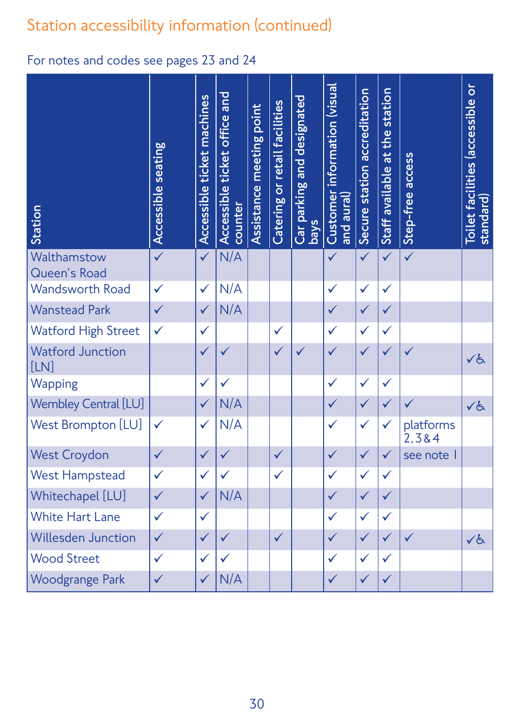## Station accessibility information (continued)

For notes and codes see pages 23 and 24

| Station | Accessible seating | Accessible ticket machines | Accessible ticket office and counter | Assistance meeting point | Catering or retail facilities | Car parking and designated bays | Customer information (visual and aural) | Secure station accreditation | Staff available at the station | Step-free access | Toilet facilities (accessible or standard) |
|---|---|---|---|---|---|---|---|---|---|---|---|
| Walthamstow Queen's Road | ✓ | ✓ | N/A | | | | ✓ | ✓ | ✓ | ✓ | |
| Wandsworth Road | ✓ | ✓ | N/A | | | | ✓ | ✓ | ✓ | | |
| Wanstead Park | ✓ | ✓ | N/A | | | | ✓ | ✓ | ✓ | | |
| Watford High Street | ✓ | ✓ | | | ✓ | | ✓ | ✓ | ✓ | | |
| Watford Junction [LN] | | ✓ | ✓ | | ✓ | ✓ | ✓ | ✓ | ✓ | ✓ | ✓♿ |
| Wapping | | ✓ | ✓ | | | | ✓ | ✓ | ✓ | | |
| Wembley Central [LU] | | ✓ | N/A | | | | ✓ | ✓ | ✓ | ✓ | ✓♿ |
| West Brompton [LU] | ✓ | ✓ | N/A | | | | ✓ | ✓ | ✓ | platforms 2, 3 & 4 | |
| West Croydon | ✓ | ✓ | ✓ | | ✓ | | ✓ | ✓ | ✓ | see note 1 | |
| West Hampstead | ✓ | ✓ | ✓ | | ✓ | | ✓ | ✓ | ✓ | | |
| Whitechapel [LU] | ✓ | ✓ | N/A | | | | ✓ | ✓ | ✓ | | |
| White Hart Lane | ✓ | ✓ | | | | | ✓ | ✓ | ✓ | | |
| Willesden Junction | ✓ | ✓ | ✓ | | ✓ | | ✓ | ✓ | ✓ | ✓ | ✓♿ |
| Wood Street | ✓ | ✓ | ✓ | | | | ✓ | ✓ | ✓ | | |
| Woodgrange Park | ✓ | ✓ | N/A | | | | ✓ | ✓ | ✓ | | |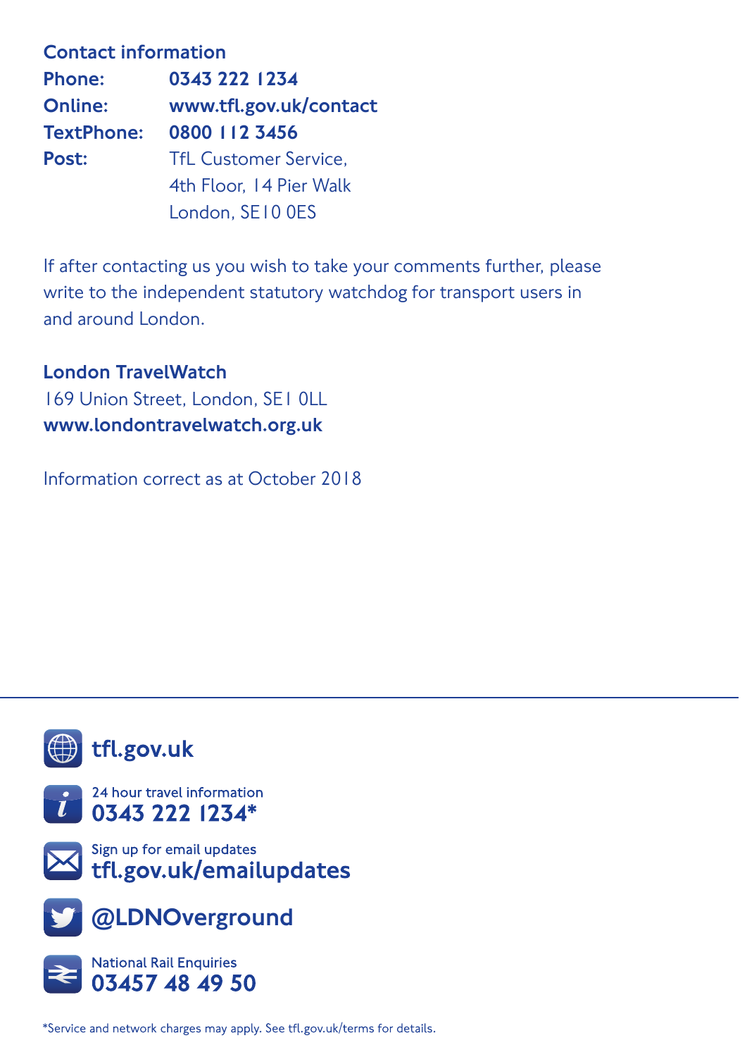**Contact information**

| | |
|---|---|
| **Phone:** | **0343 222 1234** |
| **Online:** | **www.tfl.gov.uk/contact** |
| **TextPhone:** | **0800 112 3456** |
| **Post:** | TfL Customer Service, 4th Floor, 14 Pier Walk London, SE10 0ES |

If after contacting us you wish to take your comments further, please write to the independent statutory watchdog for transport users in and around London.

**London TravelWatch**

169 Union Street, London, SE1 0LL

**www.londontravelwatch.org.uk**

Information correct as at October 2018

**tfl.gov.uk**

24 hour travel information
**0343 222 1234***

Sign up for email updates
**tfl.gov.uk/emailupdates**

**@LDNOverground**

National Rail Enquiries
**03457 48 49 50**

*Service and network charges may apply. See tfl.gov.uk/terms for details.